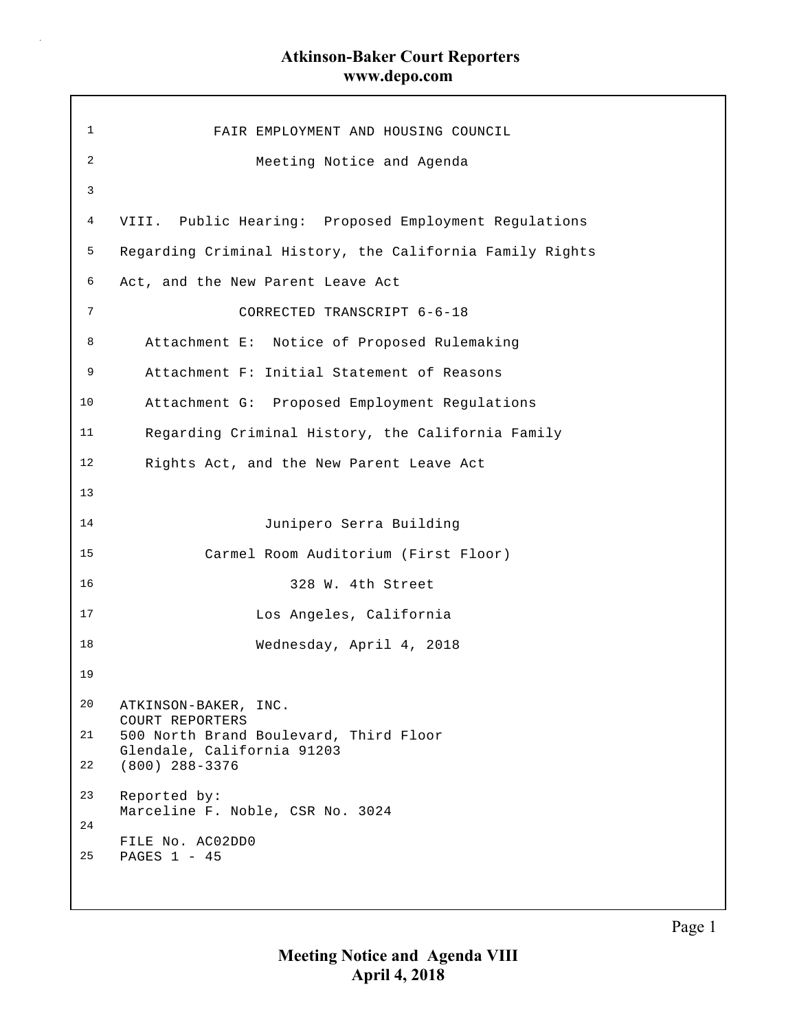# FAIR EMPLOYMENT AND HOUSING COUNCIL

## Meeting Notice and Agenda

VIII. Public Hearing: Proposed Employment Regulations Regarding Criminal History, the California Family Rights Act, and the New Parent Leave Act

CORRECTED TRANSCRIPT 6-6-18

Attachment E: Notice of Proposed Rulemaking

Attachment F: Initial Statement of Reasons

Attachment G: Proposed Employment Regulations Regarding Criminal History, the California Family Rights Act, and the New Parent Leave Act

Junipero Serra Building
Carmel Room Auditorium (First Floor)
328 W. 4th Street
Los Angeles, California
Wednesday, April 4, 2018

ATKINSON-BAKER, INC.
COURT REPORTERS
500 North Brand Boulevard, Third Floor
Glendale, California 91203
(800) 288-3376

Reported by:
Marceline F. Noble, CSR No. 3024

FILE No. AC02DD0
PAGES 1 - 45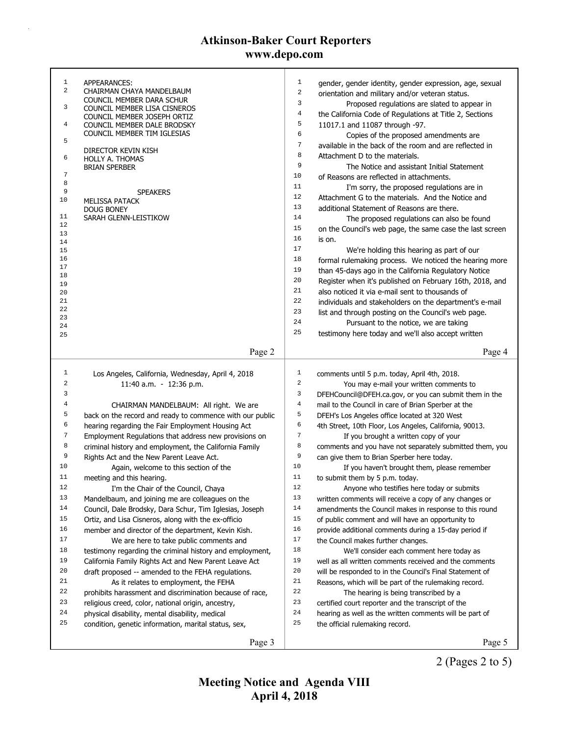APPEARANCES:
CHAIRMAN CHAYA MANDELBAUM
COUNCIL MEMBER DARA SCHUR
COUNCIL MEMBER LISA CISNEROS
COUNCIL MEMBER JOSEPH ORTIZ
COUNCIL MEMBER DALE BRODSKY
COUNCIL MEMBER TIM IGLESIAS

DIRECTOR KEVIN KISH
HOLLY A. THOMAS
BRIAN SPERBER

SPEAKERS
MELISSA PATACK
DOUG BONEY
SARAH GLENN-LEISTIKOW

Los Angeles, California, Wednesday, April 4, 2018
11:40 a.m. - 12:36 p.m.

CHAIRMAN MANDELBAUM: All right. We are back on the record and ready to commence with our public hearing regarding the Fair Employment Housing Act Employment Regulations that address new provisions on criminal history and employment, the California Family Rights Act and the New Parent Leave Act.

Again, welcome to this section of the meeting and this hearing.

I'm the Chair of the Council, Chaya Mandelbaum, and joining me are colleagues on the Council, Dale Brodsky, Dara Schur, Tim Iglesias, Joseph Ortiz, and Lisa Cisneros, along with the ex-officio member and director of the department, Kevin Kish.

We are here to take public comments and testimony regarding the criminal history and employment, California Family Rights Act and New Parent Leave Act draft proposed -- amended to the FEHA regulations.

As it relates to employment, the FEHA prohibits harassment and discrimination because of race, religious creed, color, national origin, ancestry, physical disability, mental disability, medical condition, genetic information, marital status, sex, gender, gender identity, gender expression, age, sexual orientation and military and/or veteran status.

Proposed regulations are slated to appear in the California Code of Regulations at Title 2, Sections 11017.1 and 11087 through -97.

Copies of the proposed amendments are available in the back of the room and are reflected in Attachment D to the materials.

The Notice and assistant Initial Statement of Reasons are reflected in attachments.

I'm sorry, the proposed regulations are in Attachment G to the materials. And the Notice and additional Statement of Reasons are there.

The proposed regulations can also be found on the Council's web page, the same case the last screen is on.

We're holding this hearing as part of our formal rulemaking process. We noticed the hearing more than 45-days ago in the California Regulatory Notice Register when it's published on February 16th, 2018, and also noticed it via e-mail sent to thousands of individuals and stakeholders on the department's e-mail list and through posting on the Council's web page.

Pursuant to the notice, we are taking testimony here today and we'll also accept written comments until 5 p.m. today, April 4th, 2018.

You may e-mail your written comments to DFEHCouncil@DFEH.ca.gov, or you can submit them in the mail to the Council in care of Brian Sperber at the DFEH's Los Angeles office located at 320 West 4th Street, 10th Floor, Los Angeles, California, 90013.

If you brought a written copy of your comments and you have not separately submitted them, you can give them to Brian Sperber here today.

If you haven't brought them, please remember to submit them by 5 p.m. today.

Anyone who testifies here today or submits written comments will receive a copy of any changes or amendments the Council makes in response to this round of public comment and will have an opportunity to provide additional comments during a 15-day period if the Council makes further changes.

We'll consider each comment here today as well as all written comments received and the comments will be responded to in the Council's Final Statement of Reasons, which will be part of the rulemaking record.

The hearing is being transcribed by a certified court reporter and the transcript of the hearing as well as the written comments will be part of the official rulemaking record.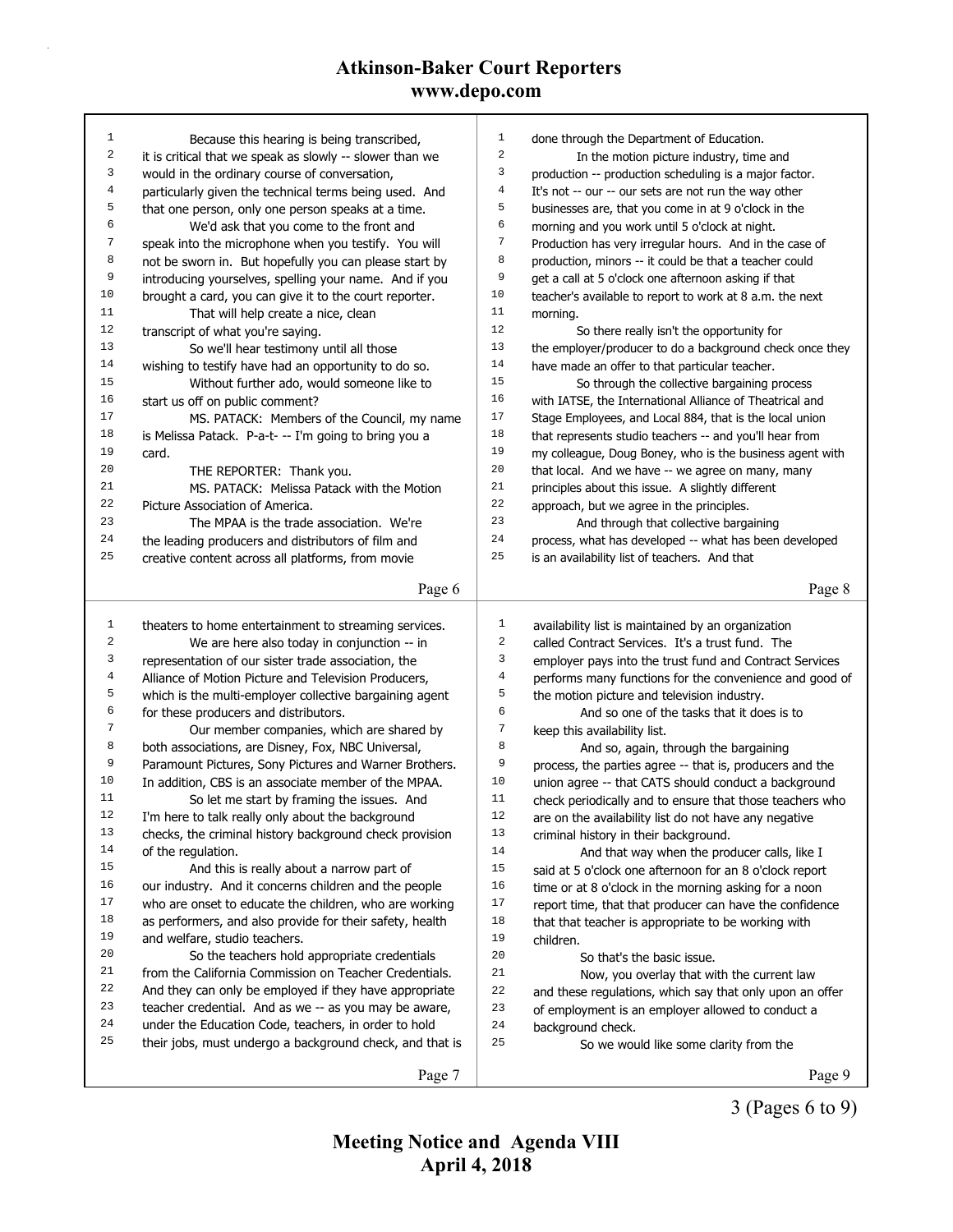Because this hearing is being transcribed, it is critical that we speak as slowly -- slower than we would in the ordinary course of conversation, particularly given the technical terms being used. And that one person, only one person speaks at a time.

We'd ask that you come to the front and speak into the microphone when you testify. You will not be sworn in. But hopefully you can please start by introducing yourselves, spelling your name. And if you brought a card, you can give it to the court reporter.

That will help create a nice, clean transcript of what you're saying.

So we'll hear testimony until all those wishing to testify have had an opportunity to do so.

Without further ado, would someone like to start us off on public comment?

MS. PATACK: Members of the Council, my name is Melissa Patack. P-a-t- -- I'm going to bring you a card.

THE REPORTER: Thank you.

MS. PATACK: Melissa Patack with the Motion Picture Association of America.

The MPAA is the trade association. We're the leading producers and distributors of film and creative content across all platforms, from movie theaters to home entertainment to streaming services.

We are here also today in conjunction -- in representation of our sister trade association, the Alliance of Motion Picture and Television Producers, which is the multi-employer collective bargaining agent for these producers and distributors.

Our member companies, which are shared by both associations, are Disney, Fox, NBC Universal, Paramount Pictures, Sony Pictures and Warner Brothers. In addition, CBS is an associate member of the MPAA.

So let me start by framing the issues. And I'm here to talk really only about the background checks, the criminal history background check provision of the regulation.

And this is really about a narrow part of our industry. And it concerns children and the people who are onset to educate the children, who are working as performers, and also provide for their safety, health and welfare, studio teachers.

So the teachers hold appropriate credentials from the California Commission on Teacher Credentials. And they can only be employed if they have appropriate teacher credential. And as we -- as you may be aware, under the Education Code, teachers, in order to hold their jobs, must undergo a background check, and that is done through the Department of Education.

In the motion picture industry, time and production -- production scheduling is a major factor. It's not -- our -- our sets are not run the way other businesses are, that you come in at 9 o'clock in the morning and you work until 5 o'clock at night. Production has very irregular hours. And in the case of production, minors -- it could be that a teacher could get a call at 5 o'clock one afternoon asking if that teacher's available to report to work at 8 a.m. the next morning.

So there really isn't the opportunity for the employer/producer to do a background check once they have made an offer to that particular teacher.

So through the collective bargaining process with IATSE, the International Alliance of Theatrical and Stage Employees, and Local 884, that is the local union that represents studio teachers -- and you'll hear from my colleague, Doug Boney, who is the business agent with that local. And we have -- we agree on many, many principles about this issue. A slightly different approach, but we agree in the principles.

And through that collective bargaining process, what has developed -- what has been developed is an availability list of teachers. And that availability list is maintained by an organization called Contract Services. It's a trust fund. The employer pays into the trust fund and Contract Services performs many functions for the convenience and good of the motion picture and television industry.

And so one of the tasks that it does is to keep this availability list.

And so, again, through the bargaining process, the parties agree -- that is, producers and the union agree -- that CATS should conduct a background check periodically and to ensure that those teachers who are on the availability list do not have any negative criminal history in their background.

And that way when the producer calls, like I said at 5 o'clock one afternoon for an 8 o'clock report time or at 8 o'clock in the morning asking for a noon report time, that that producer can have the confidence that that teacher is appropriate to be working with children.

So that's the basic issue.

Now, you overlay that with the current law and these regulations, which say that only upon an offer of employment is an employer allowed to conduct a background check.

So we would like some clarity from the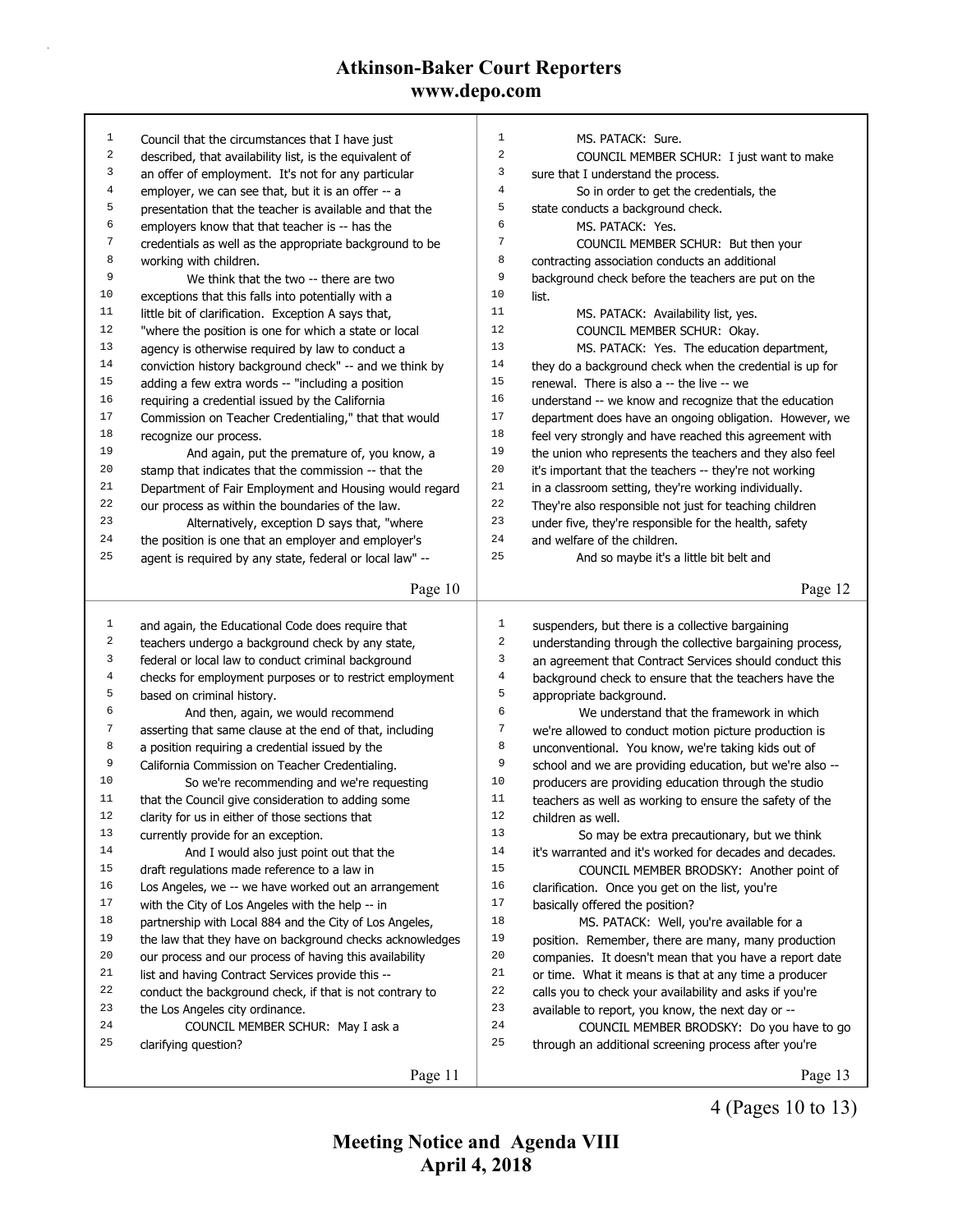Council that the circumstances that I have just described, that availability list, is the equivalent of an offer of employment. It's not for any particular employer, we can see that, but it is an offer -- a presentation that the teacher is available and that the employers know that that teacher is -- has the credentials as well as the appropriate background to be working with children.

We think that the two -- there are two exceptions that this falls into potentially with a little bit of clarification. Exception A says that, "where the position is one for which a state or local agency is otherwise required by law to conduct a conviction history background check" -- and we think by adding a few extra words -- "including a position requiring a credential issued by the California Commission on Teacher Credentialing," that that would recognize our process.

And again, put the premature of, you know, a stamp that indicates that the commission -- that the Department of Fair Employment and Housing would regard our process as within the boundaries of the law.

Alternatively, exception D says that, "where the position is one that an employer and employer's agent is required by any state, federal or local law" -- and again, the Educational Code does require that teachers undergo a background check by any state, federal or local law to conduct criminal background checks for employment purposes or to restrict employment based on criminal history.

And then, again, we would recommend asserting that same clause at the end of that, including a position requiring a credential issued by the California Commission on Teacher Credentialing.

So we're recommending and we're requesting that the Council give consideration to adding some clarity for us in either of those sections that currently provide for an exception.

And I would also just point out that the draft regulations made reference to a law in Los Angeles, we -- we have worked out an arrangement with the City of Los Angeles with the help -- in partnership with Local 884 and the City of Los Angeles, the law that they have on background checks acknowledges our process and our process of having this availability list and having Contract Services provide this -- conduct the background check, if that is not contrary to the Los Angeles city ordinance.

COUNCIL MEMBER SCHUR: May I ask a clarifying question?

MS. PATACK: Sure.

COUNCIL MEMBER SCHUR: I just want to make sure that I understand the process.

So in order to get the credentials, the state conducts a background check.

MS. PATACK: Yes.

COUNCIL MEMBER SCHUR: But then your contracting association conducts an additional background check before the teachers are put on the list.

MS. PATACK: Availability list, yes.

COUNCIL MEMBER SCHUR: Okay.

MS. PATACK: Yes. The education department, they do a background check when the credential is up for renewal. There is also a -- the live -- we understand -- we know and recognize that the education department does have an ongoing obligation. However, we feel very strongly and have reached this agreement with the union who represents the teachers and they also feel it's important that the teachers -- they're not working in a classroom setting, they're working individually. They're also responsible not just for teaching children under five, they're responsible for the health, safety and welfare of the children.

And so maybe it's a little bit belt and suspenders, but there is a collective bargaining understanding through the collective bargaining process, an agreement that Contract Services should conduct this background check to ensure that the teachers have the appropriate background.

We understand that the framework in which we're allowed to conduct motion picture production is unconventional. You know, we're taking kids out of school and we are providing education, but we're also -- producers are providing education through the studio teachers as well as working to ensure the safety of the children as well.

So may be extra precautionary, but we think it's warranted and it's worked for decades and decades.

COUNCIL MEMBER BRODSKY: Another point of clarification. Once you get on the list, you're basically offered the position?

MS. PATACK: Well, you're available for a position. Remember, there are many, many production companies. It doesn't mean that you have a report date or time. What it means is that at any time a producer calls you to check your availability and asks if you're available to report, you know, the next day or --

COUNCIL MEMBER BRODSKY: Do you have to go through an additional screening process after you're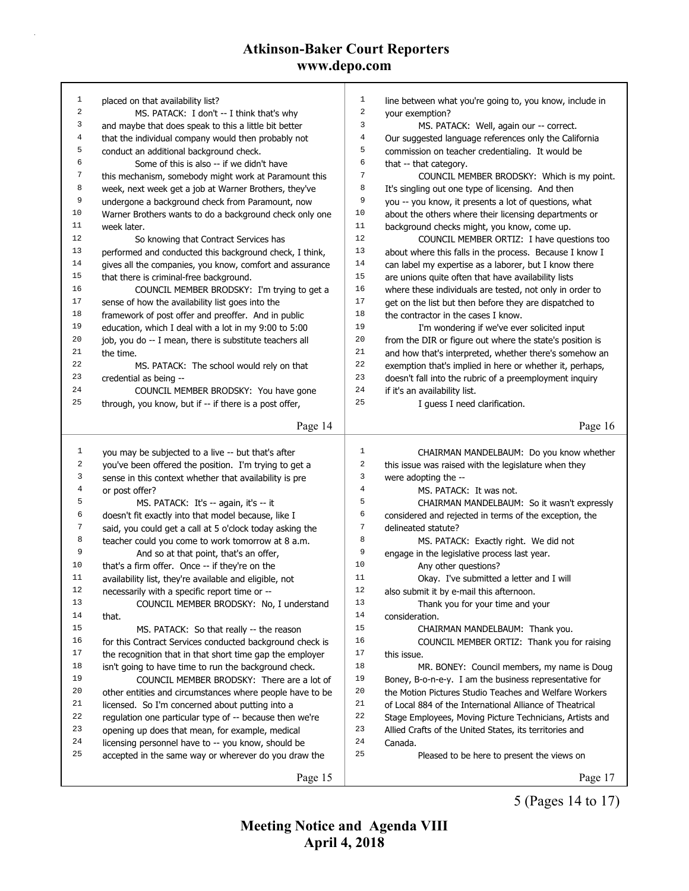placed on that availability list?

MS. PATACK: I don't -- I think that's why and maybe that does speak to this a little bit better that the individual company would then probably not conduct an additional background check.

Some of this is also -- if we didn't have this mechanism, somebody might work at Paramount this week, next week get a job at Warner Brothers, they've undergone a background check from Paramount, now Warner Brothers wants to do a background check only one week later.

So knowing that Contract Services has performed and conducted this background check, I think, gives all the companies, you know, comfort and assurance that there is criminal-free background.

COUNCIL MEMBER BRODSKY: I'm trying to get a sense of how the availability list goes into the framework of post offer and preoffer. And in public education, which I deal with a lot in my 9:00 to 5:00 job, you do -- I mean, there is substitute teachers all the time.

MS. PATACK: The school would rely on that credential as being --

COUNCIL MEMBER BRODSKY: You have gone through, you know, but if -- if there is a post offer, you may be subjected to a live -- but that's after you've been offered the position. I'm trying to get a sense in this context whether that availability is pre or post offer?

MS. PATACK: It's -- again, it's -- it doesn't fit exactly into that model because, like I said, you could get a call at 5 o'clock today asking the teacher could you come to work tomorrow at 8 a.m.

And so at that point, that's an offer, that's a firm offer. Once -- if they're on the availability list, they're available and eligible, not necessarily with a specific report time or --

COUNCIL MEMBER BRODSKY: No, I understand that.

MS. PATACK: So that really -- the reason for this Contract Services conducted background check is the recognition that in that short time gap the employer isn't going to have time to run the background check.

COUNCIL MEMBER BRODSKY: There are a lot of other entities and circumstances where people have to be licensed. So I'm concerned about putting into a regulation one particular type of -- because then we're opening up does that mean, for example, medical licensing personnel have to -- you know, should be accepted in the same way or wherever do you draw the line between what you're going to, you know, include in your exemption?

MS. PATACK: Well, again our -- correct. Our suggested language references only the California commission on teacher credentialing. It would be that -- that category.

COUNCIL MEMBER BRODSKY: Which is my point. It's singling out one type of licensing. And then you -- you know, it presents a lot of questions, what about the others where their licensing departments or background checks might, you know, come up.

COUNCIL MEMBER ORTIZ: I have questions too about where this falls in the process. Because I know I can label my expertise as a laborer, but I know there are unions quite often that have availability lists where these individuals are tested, not only in order to get on the list but then before they are dispatched to the contractor in the cases I know.

I'm wondering if we've ever solicited input from the DIR or figure out where the state's position is and how that's interpreted, whether there's somehow an exemption that's implied in here or whether it, perhaps, doesn't fall into the rubric of a preemployment inquiry if it's an availability list.

I guess I need clarification.

CHAIRMAN MANDELBAUM: Do you know whether this issue was raised with the legislature when they were adopting the --

MS. PATACK: It was not.

CHAIRMAN MANDELBAUM: So it wasn't expressly considered and rejected in terms of the exception, the delineated statute?

MS. PATACK: Exactly right. We did not engage in the legislative process last year.

Any other questions?

Okay. I've submitted a letter and I will also submit it by e-mail this afternoon.

Thank you for your time and your consideration.

CHAIRMAN MANDELBAUM: Thank you.

COUNCIL MEMBER ORTIZ: Thank you for raising this issue.

MR. BONEY: Council members, my name is Doug Boney, B-o-n-e-y. I am the business representative for the Motion Pictures Studio Teaches and Welfare Workers of Local 884 of the International Alliance of Theatrical Stage Employees, Moving Picture Technicians, Artists and Allied Crafts of the United States, its territories and Canada.

Pleased to be here to present the views on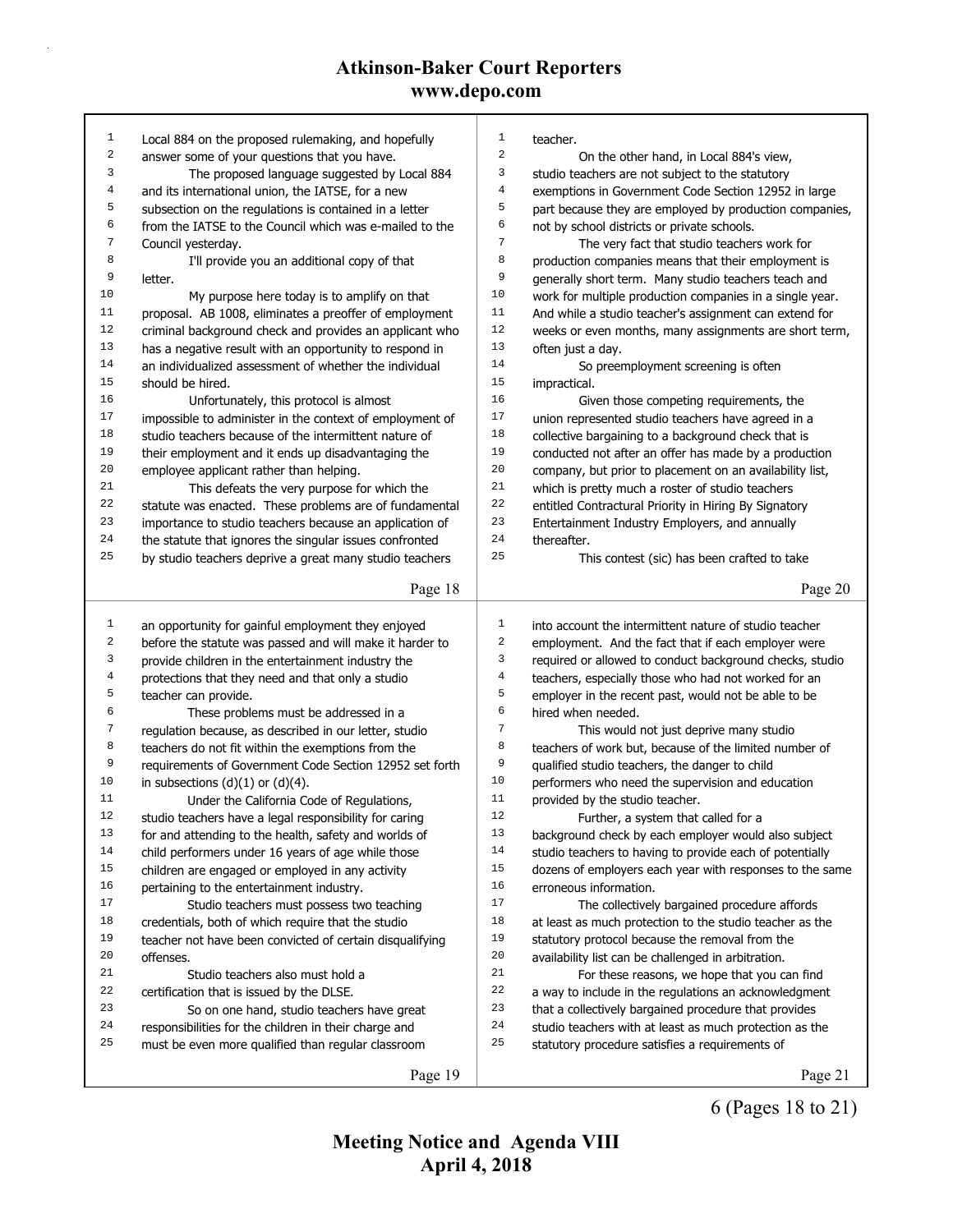Local 884 on the proposed rulemaking, and hopefully answer some of your questions that you have.

The proposed language suggested by Local 884 and its international union, the IATSE, for a new subsection on the regulations is contained in a letter from the IATSE to the Council which was e-mailed to the Council yesterday.

I'll provide you an additional copy of that letter.

My purpose here today is to amplify on that proposal. AB 1008, eliminates a preoffer of employment criminal background check and provides an applicant who has a negative result with an opportunity to respond in an individualized assessment of whether the individual should be hired.

Unfortunately, this protocol is almost impossible to administer in the context of employment of studio teachers because of the intermittent nature of their employment and it ends up disadvantaging the employee applicant rather than helping.

This defeats the very purpose for which the statute was enacted. These problems are of fundamental importance to studio teachers because an application of the statute that ignores the singular issues confronted by studio teachers deprive a great many studio teachers an opportunity for gainful employment they enjoyed before the statute was passed and will make it harder to provide children in the entertainment industry the protections that they need and that only a studio teacher can provide.

These problems must be addressed in a regulation because, as described in our letter, studio teachers do not fit within the exemptions from the requirements of Government Code Section 12952 set forth in subsections (d)(1) or (d)(4).

Under the California Code of Regulations, studio teachers have a legal responsibility for caring for and attending to the health, safety and worlds of child performers under 16 years of age while those children are engaged or employed in any activity pertaining to the entertainment industry.

Studio teachers must possess two teaching credentials, both of which require that the studio teacher not have been convicted of certain disqualifying offenses.

Studio teachers also must hold a certification that is issued by the DLSE.

So on one hand, studio teachers have great responsibilities for the children in their charge and must be even more qualified than regular classroom teacher.

On the other hand, in Local 884's view, studio teachers are not subject to the statutory exemptions in Government Code Section 12952 in large part because they are employed by production companies, not by school districts or private schools.

The very fact that studio teachers work for production companies means that their employment is generally short term. Many studio teachers teach and work for multiple production companies in a single year. And while a studio teacher's assignment can extend for weeks or even months, many assignments are short term, often just a day.

So preemployment screening is often impractical.

Given those competing requirements, the union represented studio teachers have agreed in a collective bargaining to a background check that is conducted not after an offer has made by a production company, but prior to placement on an availability list, which is pretty much a roster of studio teachers entitled Contractural Priority in Hiring By Signatory Entertainment Industry Employers, and annually thereafter.

This contest (sic) has been crafted to take into account the intermittent nature of studio teacher employment. And the fact that if each employer were required or allowed to conduct background checks, studio teachers, especially those who had not worked for an employer in the recent past, would not be able to be hired when needed.

This would not just deprive many studio teachers of work but, because of the limited number of qualified studio teachers, the danger to child performers who need the supervision and education provided by the studio teacher.

Further, a system that called for a background check by each employer would also subject studio teachers to having to provide each of potentially dozens of employers each year with responses to the same erroneous information.

The collectively bargained procedure affords at least as much protection to the studio teacher as the statutory protocol because the removal from the availability list can be challenged in arbitration.

For these reasons, we hope that you can find a way to include in the regulations an acknowledgment that a collectively bargained procedure that provides studio teachers with at least as much protection as the statutory procedure satisfies a requirements of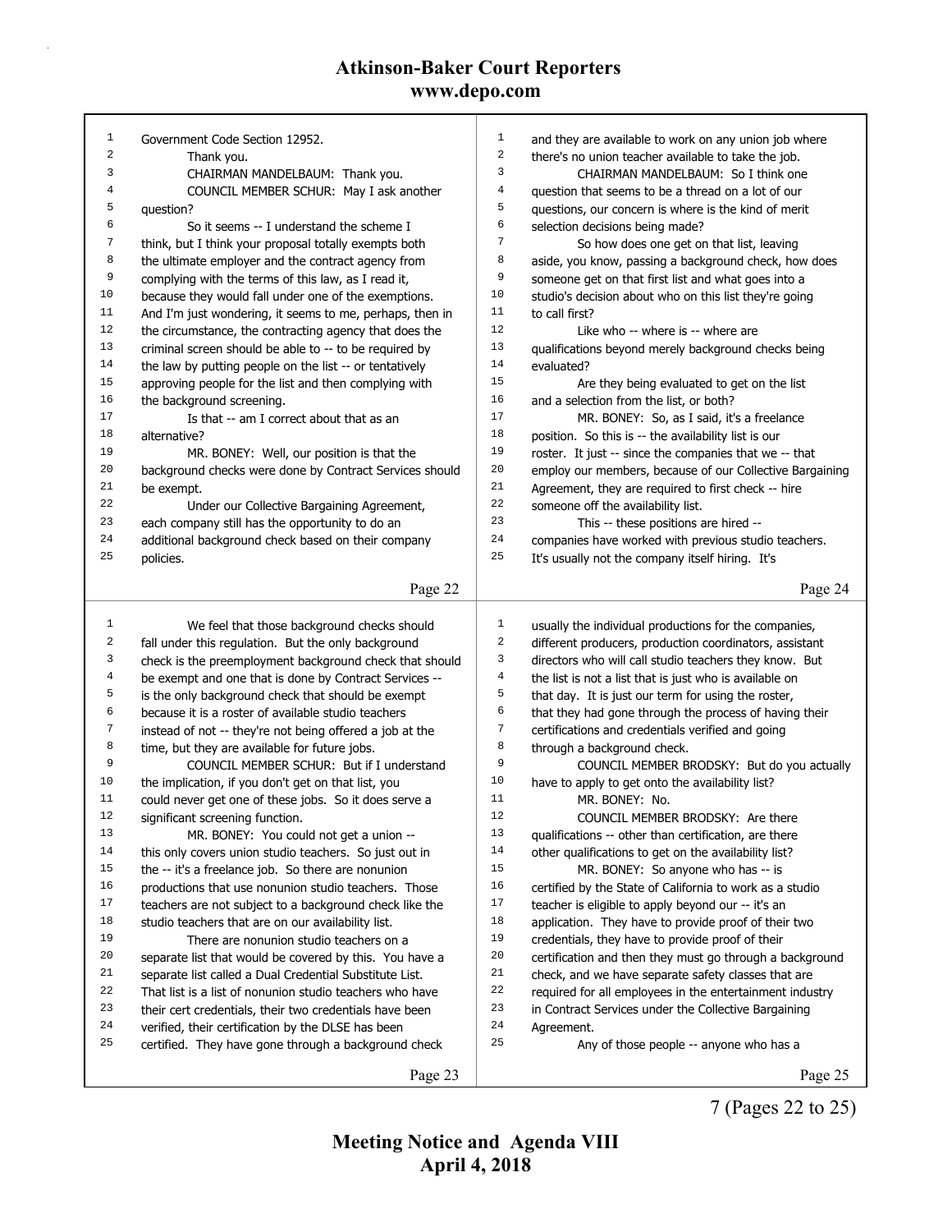Government Code Section 12952.

Thank you.

CHAIRMAN MANDELBAUM: Thank you.

COUNCIL MEMBER SCHUR: May I ask another question?

So it seems -- I understand the scheme I think, but I think your proposal totally exempts both the ultimate employer and the contract agency from complying with the terms of this law, as I read it, because they would fall under one of the exemptions. And I'm just wondering, it seems to me, perhaps, then in the circumstance, the contracting agency that does the criminal screen should be able to -- to be required by the law by putting people on the list -- or tentatively approving people for the list and then complying with the background screening.

Is that -- am I correct about that as an alternative?

MR. BONEY: Well, our position is that the background checks were done by Contract Services should be exempt.

Under our Collective Bargaining Agreement, each company still has the opportunity to do an additional background check based on their company policies.

We feel that those background checks should fall under this regulation. But the only background check is the preemployment background check that should be exempt and one that is done by Contract Services -- is the only background check that should be exempt because it is a roster of available studio teachers instead of not -- they're not being offered a job at the time, but they are available for future jobs.

COUNCIL MEMBER SCHUR: But if I understand the implication, if you don't get on that list, you could never get one of these jobs. So it does serve a significant screening function.

MR. BONEY: You could not get a union -- this only covers union studio teachers. So just out in the -- it's a freelance job. So there are nonunion productions that use nonunion studio teachers. Those teachers are not subject to a background check like the studio teachers that are on our availability list.

There are nonunion studio teachers on a separate list that would be covered by this. You have a separate list called a Dual Credential Substitute List. That list is a list of nonunion studio teachers who have their cert credentials, their two credentials have been verified, their certification by the DLSE has been certified. They have gone through a background check and they are available to work on any union job where there's no union teacher available to take the job.

CHAIRMAN MANDELBAUM: So I think one question that seems to be a thread on a lot of our questions, our concern is where is the kind of merit selection decisions being made?

So how does one get on that list, leaving aside, you know, passing a background check, how does someone get on that first list and what goes into a studio's decision about who on this list they're going to call first?

Like who -- where is -- where are qualifications beyond merely background checks being evaluated?

Are they being evaluated to get on the list and a selection from the list, or both?

MR. BONEY: So, as I said, it's a freelance position. So this is -- the availability list is our roster. It just -- since the companies that we -- that employ our members, because of our Collective Bargaining Agreement, they are required to first check -- hire someone off the availability list.

This -- these positions are hired -- companies have worked with previous studio teachers. It's usually not the company itself hiring. It's usually the individual productions for the companies, different producers, production coordinators, assistant directors who will call studio teachers they know. But the list is not a list that is just who is available on that day. It is just our term for using the roster, that they had gone through the process of having their certifications and credentials verified and going through a background check.

COUNCIL MEMBER BRODSKY: But do you actually have to apply to get onto the availability list?

MR. BONEY: No.

COUNCIL MEMBER BRODSKY: Are there qualifications -- other than certification, are there other qualifications to get on the availability list?

MR. BONEY: So anyone who has -- is certified by the State of California to work as a studio teacher is eligible to apply beyond our -- it's an application. They have to provide proof of their two credentials, they have to provide proof of their certification and then they must go through a background check, and we have separate safety classes that are required for all employees in the entertainment industry in Contract Services under the Collective Bargaining Agreement.

Any of those people -- anyone who has a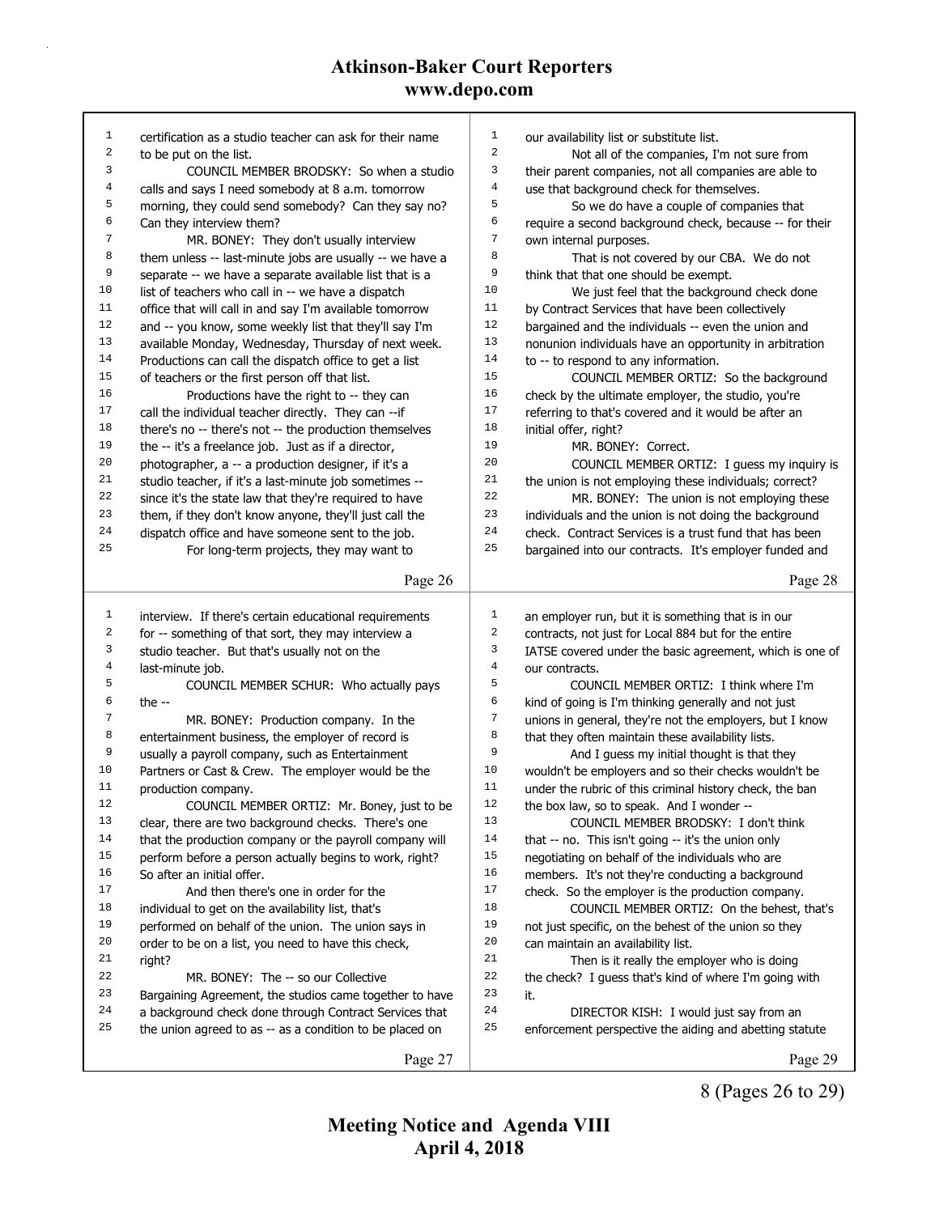certification as a studio teacher can ask for their name to be put on the list.

COUNCIL MEMBER BRODSKY: So when a studio calls and says I need somebody at 8 a.m. tomorrow morning, they could send somebody? Can they say no? Can they interview them?

MR. BONEY: They don't usually interview them unless -- last-minute jobs are usually -- we have a separate -- we have a separate available list that is a list of teachers who call in -- we have a dispatch office that will call in and say I'm available tomorrow and -- you know, some weekly list that they'll say I'm available Monday, Wednesday, Thursday of next week. Productions can call the dispatch office to get a list of teachers or the first person off that list.

Productions have the right to -- they can call the individual teacher directly. They can --if there's no -- there's not -- the production themselves the -- it's a freelance job. Just as if a director, photographer, a -- a production designer, if it's a studio teacher, if it's a last-minute job sometimes -- since it's the state law that they're required to have them, if they don't know anyone, they'll just call the dispatch office and have someone sent to the job.

For long-term projects, they may want to interview. If there's certain educational requirements for -- something of that sort, they may interview a studio teacher. But that's usually not on the last-minute job.

COUNCIL MEMBER SCHUR: Who actually pays the --

MR. BONEY: Production company. In the entertainment business, the employer of record is usually a payroll company, such as Entertainment Partners or Cast & Crew. The employer would be the production company.

COUNCIL MEMBER ORTIZ: Mr. Boney, just to be clear, there are two background checks. There's one that the production company or the payroll company will perform before a person actually begins to work, right? So after an initial offer.

And then there's one in order for the individual to get on the availability list, that's performed on behalf of the union. The union says in order to be on a list, you need to have this check, right?

MR. BONEY: The -- so our Collective Bargaining Agreement, the studios came together to have a background check done through Contract Services that the union agreed to as -- as a condition to be placed on our availability list or substitute list.

Not all of the companies, I'm not sure from their parent companies, not all companies are able to use that background check for themselves.

So we do have a couple of companies that require a second background check, because -- for their own internal purposes.

That is not covered by our CBA. We do not think that that one should be exempt.

We just feel that the background check done by Contract Services that have been collectively bargained and the individuals -- even the union and nonunion individuals have an opportunity in arbitration to -- to respond to any information.

COUNCIL MEMBER ORTIZ: So the background check by the ultimate employer, the studio, you're referring to that's covered and it would be after an initial offer, right?

MR. BONEY: Correct.

COUNCIL MEMBER ORTIZ: I guess my inquiry is the union is not employing these individuals; correct?

MR. BONEY: The union is not employing these individuals and the union is not doing the background check. Contract Services is a trust fund that has been bargained into our contracts. It's employer funded and an employer run, but it is something that is in our contracts, not just for Local 884 but for the entire IATSE covered under the basic agreement, which is one of our contracts.

COUNCIL MEMBER ORTIZ: I think where I'm kind of going is I'm thinking generally and not just unions in general, they're not the employers, but I know that they often maintain these availability lists.

And I guess my initial thought is that they wouldn't be employers and so their checks wouldn't be under the rubric of this criminal history check, the ban the box law, so to speak. And I wonder --

COUNCIL MEMBER BRODSKY: I don't think that -- no. This isn't going -- it's the union only negotiating on behalf of the individuals who are members. It's not they're conducting a background check. So the employer is the production company.

COUNCIL MEMBER ORTIZ: On the behest, that's not just specific, on the behest of the union so they can maintain an availability list.

Then is it really the employer who is doing the check? I guess that's kind of where I'm going with it.

DIRECTOR KISH: I would just say from an enforcement perspective the aiding and abetting statute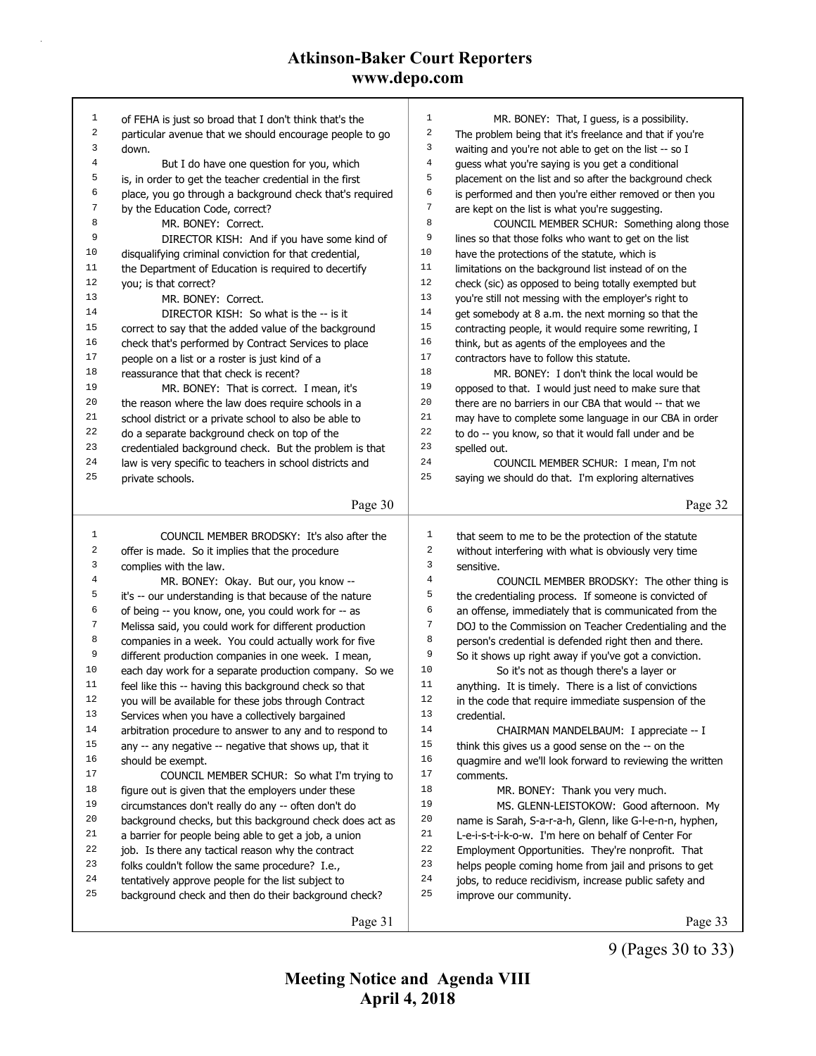of FEHA is just so broad that I don't think that's the particular avenue that we should encourage people to go down.

But I do have one question for you, which is, in order to get the teacher credential in the first place, you go through a background check that's required by the Education Code, correct?

MR. BONEY: Correct.

DIRECTOR KISH: And if you have some kind of disqualifying criminal conviction for that credential, the Department of Education is required to decertify you; is that correct?

MR. BONEY: Correct.

DIRECTOR KISH: So what is the -- is it correct to say that the added value of the background check that's performed by Contract Services to place people on a list or a roster is just kind of a reassurance that that check is recent?

MR. BONEY: That is correct. I mean, it's the reason where the law does require schools in a school district or a private school to also be able to do a separate background check on top of the credentialed background check. But the problem is that law is very specific to teachers in school districts and private schools.

COUNCIL MEMBER BRODSKY: It's also after the offer is made. So it implies that the procedure complies with the law.

MR. BONEY: Okay. But our, you know -- it's -- our understanding is that because of the nature of being -- you know, one, you could work for -- as Melissa said, you could work for different production companies in a week. You could actually work for five different production companies in one week. I mean, each day work for a separate production company. So we feel like this -- having this background check so that you will be available for these jobs through Contract Services when you have a collectively bargained arbitration procedure to answer to any and to respond to any -- any negative -- negative that shows up, that it should be exempt.

COUNCIL MEMBER SCHUR: So what I'm trying to figure out is given that the employers under these circumstances don't really do any -- often don't do background checks, but this background check does act as a barrier for people being able to get a job, a union job. Is there any tactical reason why the contract folks couldn't follow the same procedure? I.e., tentatively approve people for the list subject to background check and then do their background check?

MR. BONEY: That, I guess, is a possibility. The problem being that it's freelance and that if you're waiting and you're not able to get on the list -- so I guess what you're saying is you get a conditional placement on the list and so after the background check is performed and then you're either removed or then you are kept on the list is what you're suggesting.

COUNCIL MEMBER SCHUR: Something along those lines so that those folks who want to get on the list have the protections of the statute, which is limitations on the background list instead of on the check (sic) as opposed to being totally exempted but you're still not messing with the employer's right to get somebody at 8 a.m. the next morning so that the contracting people, it would require some rewriting, I think, but as agents of the employees and the contractors have to follow this statute.

MR. BONEY: I don't think the local would be opposed to that. I would just need to make sure that there are no barriers in our CBA that would -- that we may have to complete some language in our CBA in order to do -- you know, so that it would fall under and be spelled out.

COUNCIL MEMBER SCHUR: I mean, I'm not saying we should do that. I'm exploring alternatives that seem to me to be the protection of the statute without interfering with what is obviously very time sensitive.

COUNCIL MEMBER BRODSKY: The other thing is the credentialing process. If someone is convicted of an offense, immediately that is communicated from the DOJ to the Commission on Teacher Credentialing and the person's credential is defended right then and there. So it shows up right away if you've got a conviction.

So it's not as though there's a layer or anything. It is timely. There is a list of convictions in the code that require immediate suspension of the credential.

CHAIRMAN MANDELBAUM: I appreciate -- I think this gives us a good sense on the -- on the quagmire and we'll look forward to reviewing the written comments.

MR. BONEY: Thank you very much.

MS. GLENN-LEISTOKOW: Good afternoon. My name is Sarah, S-a-r-a-h, Glenn, like G-l-e-n-n, hyphen, L-e-i-s-t-i-k-o-w. I'm here on behalf of Center For Employment Opportunities. They're nonprofit. That helps people coming home from jail and prisons to get jobs, to reduce recidivism, increase public safety and improve our community.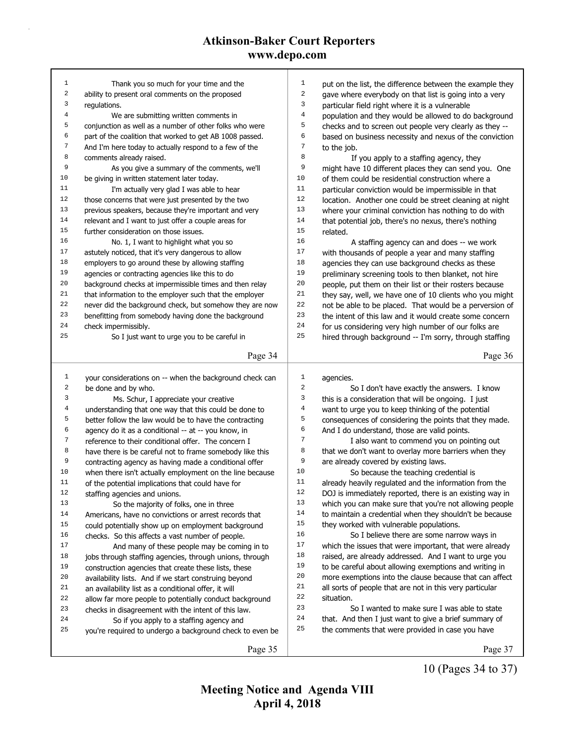Thank you so much for your time and the ability to present oral comments on the proposed regulations.

We are submitting written comments in conjunction as well as a number of other folks who were part of the coalition that worked to get AB 1008 passed. And I'm here today to actually respond to a few of the comments already raised.

As you give a summary of the comments, we'll be giving in written statement later today.

I'm actually very glad I was able to hear those concerns that were just presented by the two previous speakers, because they're important and very relevant and I want to just offer a couple areas for further consideration on those issues.

No. 1, I want to highlight what you so astutely noticed, that it's very dangerous to allow employers to go around these by allowing staffing agencies or contracting agencies like this to do background checks at impermissible times and then relay that information to the employer such that the employer never did the background check, but somehow they are now benefitting from somebody having done the background check impermissibly.

So I just want to urge you to be careful in your considerations on -- when the background check can be done and by who.

Ms. Schur, I appreciate your creative understanding that one way that this could be done to better follow the law would be to have the contracting agency do it as a conditional -- at -- you know, in reference to their conditional offer. The concern I have there is be careful not to frame somebody like this contracting agency as having made a conditional offer when there isn't actually employment on the line because of the potential implications that could have for staffing agencies and unions.

So the majority of folks, one in three Americans, have no convictions or arrest records that could potentially show up on employment background checks. So this affects a vast number of people.

And many of these people may be coming in to jobs through staffing agencies, through unions, through construction agencies that create these lists, these availability lists. And if we start construing beyond an availability list as a conditional offer, it will allow far more people to potentially conduct background checks in disagreement with the intent of this law.

So if you apply to a staffing agency and you're required to undergo a background check to even be put on the list, the difference between the example they gave where everybody on that list is going into a very particular field right where it is a vulnerable population and they would be allowed to do background checks and to screen out people very clearly as they -- based on business necessity and nexus of the conviction to the job.

If you apply to a staffing agency, they might have 10 different places they can send you. One of them could be residential construction where a particular conviction would be impermissible in that location. Another one could be street cleaning at night where your criminal conviction has nothing to do with that potential job, there's no nexus, there's nothing related.

A staffing agency can and does -- we work with thousands of people a year and many staffing agencies they can use background checks as these preliminary screening tools to then blanket, not hire people, put them on their list or their rosters because they say, well, we have one of 10 clients who you might not be able to be placed. That would be a perversion of the intent of this law and it would create some concern for us considering very high number of our folks are hired through background -- I'm sorry, through staffing agencies.

So I don't have exactly the answers. I know this is a consideration that will be ongoing. I just want to urge you to keep thinking of the potential consequences of considering the points that they made. And I do understand, those are valid points.

I also want to commend you on pointing out that we don't want to overlay more barriers when they are already covered by existing laws.

So because the teaching credential is already heavily regulated and the information from the DOJ is immediately reported, there is an existing way in which you can make sure that you're not allowing people to maintain a credential when they shouldn't be because they worked with vulnerable populations.

So I believe there are some narrow ways in which the issues that were important, that were already raised, are already addressed. And I want to urge you to be careful about allowing exemptions and writing in more exemptions into the clause because that can affect all sorts of people that are not in this very particular situation.

So I wanted to make sure I was able to state that. And then I just want to give a brief summary of the comments that were provided in case you have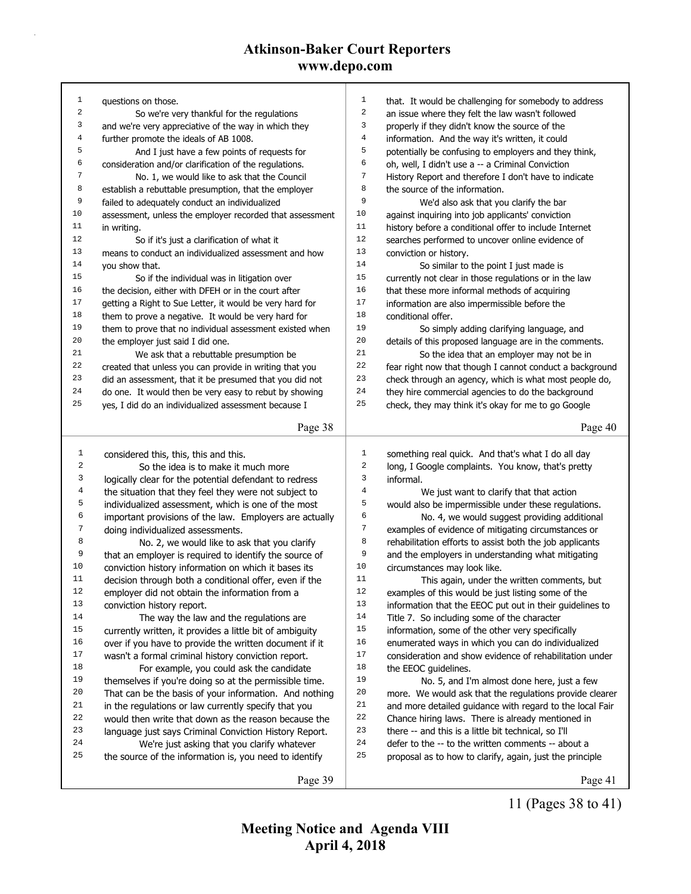questions on those.

So we're very thankful for the regulations and we're very appreciative of the way in which they further promote the ideals of AB 1008.

And I just have a few points of requests for consideration and/or clarification of the regulations.

No. 1, we would like to ask that the Council establish a rebuttable presumption, that the employer failed to adequately conduct an individualized assessment, unless the employer recorded that assessment in writing.

So if it's just a clarification of what it means to conduct an individualized assessment and how you show that.

So if the individual was in litigation over the decision, either with DFEH or in the court after getting a Right to Sue Letter, it would be very hard for them to prove a negative. It would be very hard for them to prove that no individual assessment existed when the employer just said I did one.

We ask that a rebuttable presumption be created that unless you can provide in writing that you did an assessment, that it be presumed that you did not do one. It would then be very easy to rebut by showing yes, I did do an individualized assessment because I considered this, this, this and this.

So the idea is to make it much more logically clear for the potential defendant to redress the situation that they feel they were not subject to individualized assessment, which is one of the most important provisions of the law. Employers are actually doing individualized assessments.

No. 2, we would like to ask that you clarify that an employer is required to identify the source of conviction history information on which it bases its decision through both a conditional offer, even if the employer did not obtain the information from a conviction history report.

The way the law and the regulations are currently written, it provides a little bit of ambiguity over if you have to provide the written document if it wasn't a formal criminal history conviction report.

For example, you could ask the candidate themselves if you're doing so at the permissible time. That can be the basis of your information. And nothing in the regulations or law currently specify that you would then write that down as the reason because the language just says Criminal Conviction History Report.

We're just asking that you clarify whatever the source of the information is, you need to identify that. It would be challenging for somebody to address an issue where they felt the law wasn't followed properly if they didn't know the source of the information. And the way it's written, it could potentially be confusing to employers and they think, oh, well, I didn't use a -- a Criminal Conviction History Report and therefore I don't have to indicate the source of the information.

We'd also ask that you clarify the bar against inquiring into job applicants' conviction history before a conditional offer to include Internet searches performed to uncover online evidence of conviction or history.

So similar to the point I just made is currently not clear in those regulations or in the law that these more informal methods of acquiring information are also impermissible before the conditional offer.

So simply adding clarifying language, and details of this proposed language are in the comments.

So the idea that an employer may not be in fear right now that though I cannot conduct a background check through an agency, which is what most people do, they hire commercial agencies to do the background check, they may think it's okay for me to go Google something real quick. And that's what I do all day long, I Google complaints. You know, that's pretty informal.

We just want to clarify that that action would also be impermissible under these regulations.

No. 4, we would suggest providing additional examples of evidence of mitigating circumstances or rehabilitation efforts to assist both the job applicants and the employers in understanding what mitigating circumstances may look like.

This again, under the written comments, but examples of this would be just listing some of the information that the EEOC put out in their guidelines to Title 7. So including some of the character information, some of the other very specifically enumerated ways in which you can do individualized consideration and show evidence of rehabilitation under the EEOC guidelines.

No. 5, and I'm almost done here, just a few more. We would ask that the regulations provide clearer and more detailed guidance with regard to the local Fair Chance hiring laws. There is already mentioned in there -- and this is a little bit technical, so I'll defer to the -- to the written comments -- about a proposal as to how to clarify, again, just the principle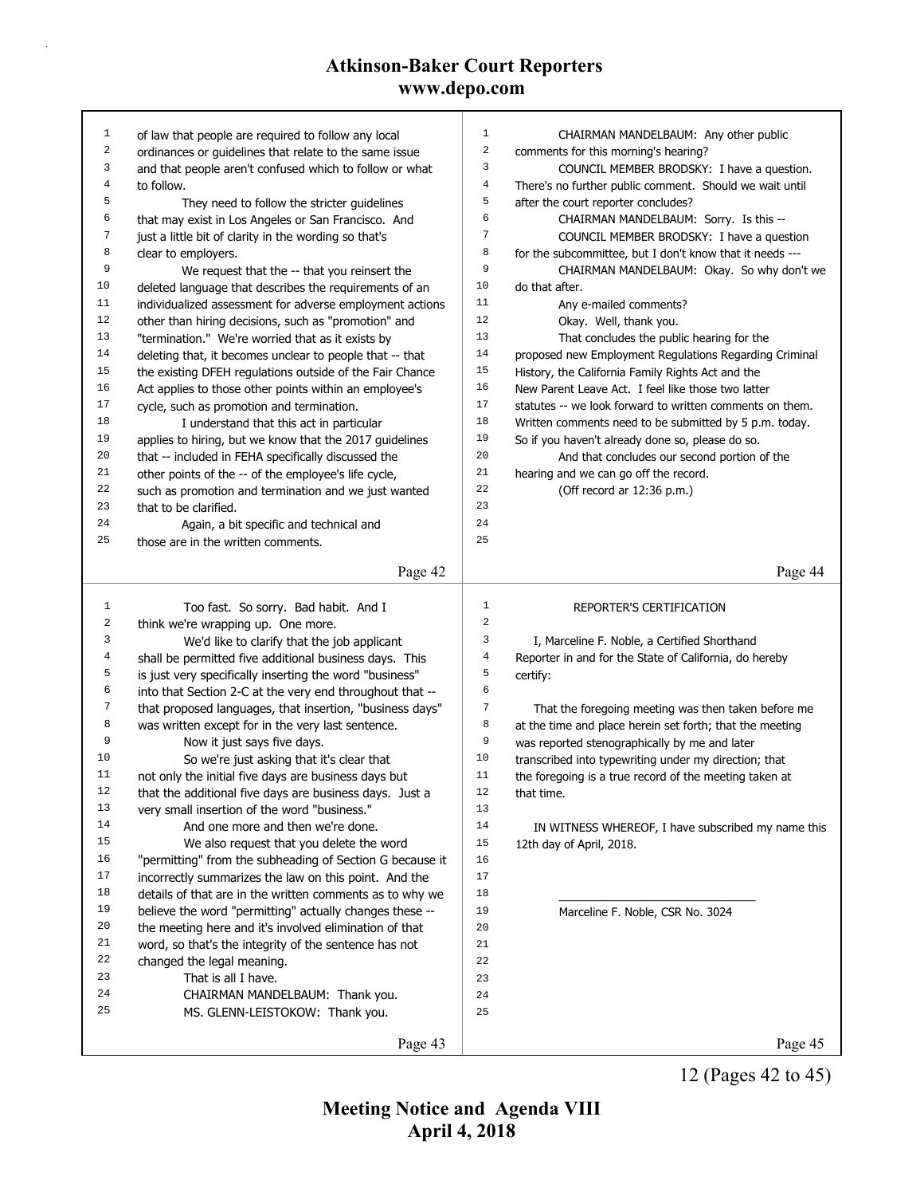of law that people are required to follow any local ordinances or guidelines that relate to the same issue and that people aren't confused which to follow or what to follow.

They need to follow the stricter guidelines that may exist in Los Angeles or San Francisco. And just a little bit of clarity in the wording so that's clear to employers.

We request that the -- that you reinsert the deleted language that describes the requirements of an individualized assessment for adverse employment actions other than hiring decisions, such as "promotion" and "termination." We're worried that as it exists by deleting that, it becomes unclear to people that -- that the existing DFEH regulations outside of the Fair Chance Act applies to those other points within an employee's cycle, such as promotion and termination.

I understand that this act in particular applies to hiring, but we know that the 2017 guidelines that -- included in FEHA specifically discussed the other points of the -- of the employee's life cycle, such as promotion and termination and we just wanted that to be clarified.

Again, a bit specific and technical and those are in the written comments.

Page 42

Too fast. So sorry. Bad habit. And I think we're wrapping up. One more.

We'd like to clarify that the job applicant shall be permitted five additional business days. This is just very specifically inserting the word "business" into that Section 2-C at the very end throughout that -- that proposed languages, that insertion, "business days" was written except for in the very last sentence.

Now it just says five days.

So we're just asking that it's clear that not only the initial five days are business days but that the additional five days are business days. Just a very small insertion of the word "business."

And one more and then we're done.

We also request that you delete the word "permitting" from the subheading of Section G because it incorrectly summarizes the law on this point. And the details of that are in the written comments as to why we believe the word "permitting" actually changes these -- the meeting here and it's involved elimination of that word, so that's the integrity of the sentence has not changed the legal meaning.

That is all I have.

CHAIRMAN MANDELBAUM: Thank you.

MS. GLENN-LEISTOKOW: Thank you.

Page 43

CHAIRMAN MANDELBAUM: Any other public comments for this morning's hearing?

COUNCIL MEMBER BRODSKY: I have a question. There's no further public comment. Should we wait until after the court reporter concludes?

CHAIRMAN MANDELBAUM: Sorry. Is this --

COUNCIL MEMBER BRODSKY: I have a question for the subcommittee, but I don't know that it needs ---

CHAIRMAN MANDELBAUM: Okay. So why don't we do that after.

Any e-mailed comments?

Okay. Well, thank you.

That concludes the public hearing for the proposed new Employment Regulations Regarding Criminal History, the California Family Rights Act and the New Parent Leave Act. I feel like those two latter statutes -- we look forward to written comments on them. Written comments need to be submitted by 5 p.m. today. So if you haven't already done so, please do so.

And that concludes our second portion of the hearing and we can go off the record.

(Off record ar 12:36 p.m.)

Page 44

REPORTER'S CERTIFICATION

I, Marceline F. Noble, a Certified Shorthand Reporter in and for the State of California, do hereby certify:

That the foregoing meeting was then taken before me at the time and place herein set forth; that the meeting was reported stenographically by me and later transcribed into typewriting under my direction; that the foregoing is a true record of the meeting taken at that time.

IN WITNESS WHEREOF, I have subscribed my name this 12th day of April, 2018.

______________________________

Marceline F. Noble, CSR No. 3024

Page 45

12 (Pages 42 to 45)

**Meeting Notice and Agenda VIII**
**April 4, 2018**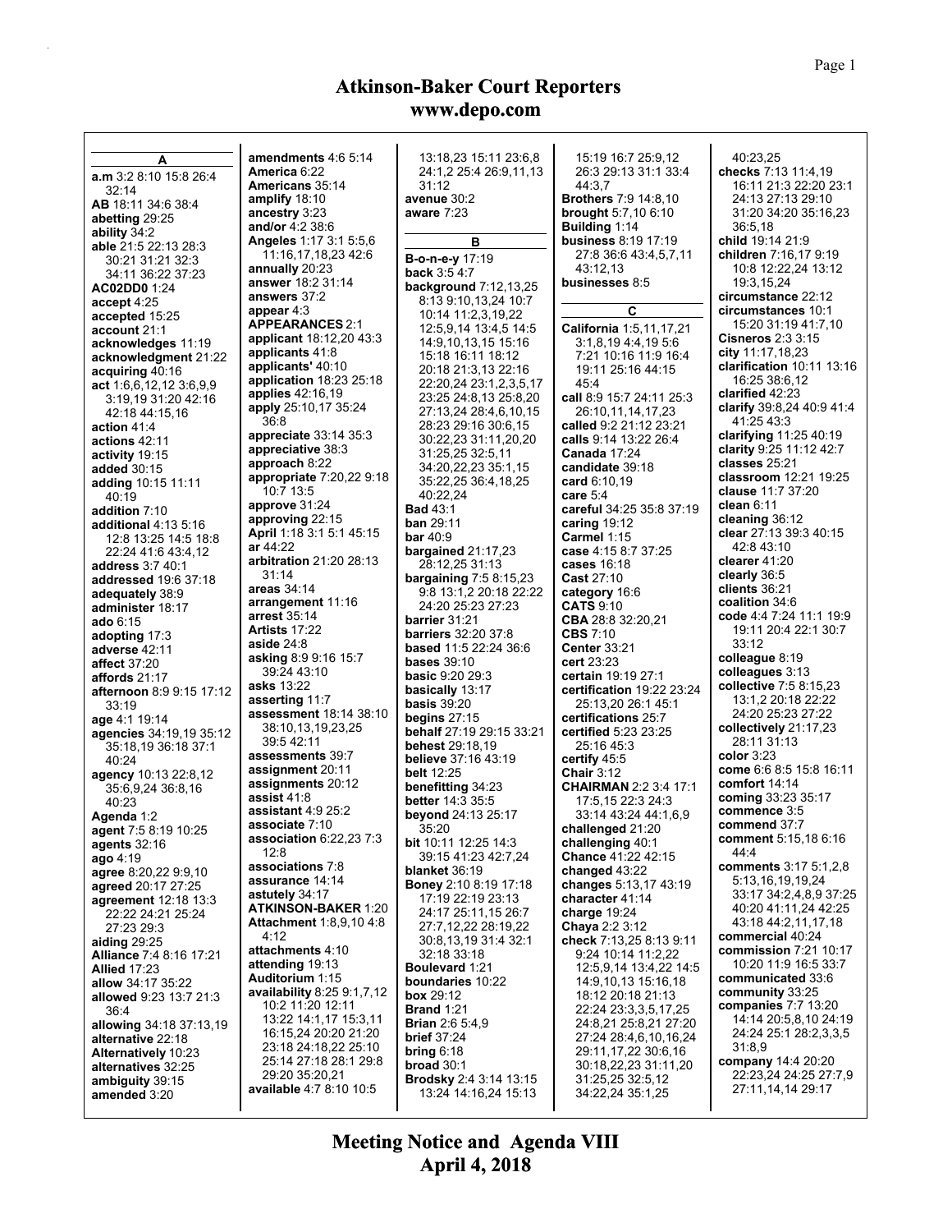# Atkinson-Baker Court Reporters
## www.depo.com

### A

**a.m** 3:2 8:10 15:8 26:4 32:14
**AB** 18:11 34:6 38:4
**abetting** 29:25
**ability** 34:2
**able** 21:5 22:13 28:3 30:21 31:21 32:3 34:11 36:22 37:23
**AC02DD0** 1:24
**accept** 4:25
**accepted** 15:25
**account** 21:1
**acknowledges** 11:19
**acknowledgment** 21:22
**acquiring** 40:16
**act** 1:6,6,12,12 3:6,9,9 3:19,19 31:20 42:16 42:18 44:15,16
**action** 41:4
**actions** 42:11
**activity** 19:15
**added** 30:15
**adding** 10:15 11:11 40:19
**addition** 7:10
**additional** 4:13 5:16 12:8 13:25 14:5 18:8 22:24 41:6 43:4,12
**address** 3:7 40:1
**addressed** 19:6 37:18
**adequately** 38:9
**administer** 18:17
**ado** 6:15
**adopting** 17:3
**adverse** 42:11
**affect** 37:20
**affords** 21:17
**afternoon** 8:9 9:15 17:12 33:19
**age** 4:1 19:14
**agencies** 34:19,19 35:12 35:18,19 36:18 37:1 40:24
**agency** 10:13 22:8,12 35:6,9,24 36:8,16 40:23
**Agenda** 1:2
**agent** 7:5 8:19 10:25
**agents** 32:16
**ago** 4:19
**agree** 8:20,22 9:9,10
**agreed** 20:17 27:25
**agreement** 12:18 13:3 22:22 24:21 25:24 27:23 29:3
**aiding** 29:25
**Alliance** 7:4 8:16 17:21
**Allied** 17:23
**allow** 34:17 35:22
**allowed** 9:23 13:7 21:3 36:4
**allowing** 34:18 37:13,19
**alternative** 22:18
**Alternatively** 10:23
**alternatives** 32:25
**ambiguity** 39:15
**amended** 3:20
**amendments** 4:6 5:14
**America** 6:22
**Americans** 35:14
**amplify** 18:10
**ancestry** 3:23
**and/or** 4:2 38:6
**Angeles** 1:17 3:1 5:5,6 11:16,17,18,23 42:6
**annually** 20:23
**answer** 18:2 31:14
**answers** 37:2
**appear** 4:3
**APPEARANCES** 2:1
**applicant** 18:12,20 43:3
**applicants** 41:8
**applicants'** 40:10
**application** 18:23 25:18
**applies** 42:16,19
**apply** 25:10,17 35:24 36:8
**appreciate** 33:14 35:3
**appreciative** 38:3
**approach** 8:22
**appropriate** 7:20,22 9:18 10:7 13:5
**approve** 31:24
**approving** 22:15
**April** 1:18 3:1 5:1 45:15
**ar** 44:22
**arbitration** 21:20 28:13 31:14
**areas** 34:14
**arrangement** 11:16
**arrest** 35:14
**Artists** 17:22
**aside** 24:8
**asking** 8:9 9:16 15:7 39:24 43:10
**asks** 13:22
**asserting** 11:7
**assessment** 18:14 38:10 38:10,13,19,23,25 39:5 42:11
**assessments** 39:7
**assignment** 20:11
**assignments** 20:12
**assist** 41:8
**assistant** 4:9 25:2
**associate** 7:10
**association** 6:22,23 7:3 12:8
**associations** 7:8
**assurance** 14:14
**astutely** 34:17
**ATKINSON-BAKER** 1:20
**Attachment** 1:8,9,10 4:8 4:12
**attachments** 4:10
**attending** 19:13
**Auditorium** 1:15
**availability** 8:25 9:1,7,12 10:2 11:20 12:11 13:22 14:1,17 15:3,11 16:15,24 20:20 21:20 23:18 24:18,22 25:10 25:14 27:18 28:1 29:8 29:20 35:20,21
**available** 4:7 8:10 10:5 13:18,23 15:11 23:6,8 24:1,2 25:4 26:9,11,13 31:12
**avenue** 30:2
**aware** 7:23

### B

**B-o-n-e-y** 17:19
**back** 3:5 4:7
**background** 7:12,13,25 8:13 9:10,13,24 10:7 10:14 11:2,3,19,22 12:5,9,14 13:4,5 14:5 14:9,10,13,15 15:16 15:18 16:11 18:12 20:18 21:3,13 22:16 22:20,24 23:1,2,3,5,17 23:25 24:8,13 25:8,20 27:13,24 28:4,6,10,15 28:23 29:16 30:6,15 30:22,23 31:11,20,20 31:25,25 32:5,11 34:20,22,23 35:1,15 35:22,25 36:4,18,25 40:22,24
**Bad** 43:1
**ban** 29:11
**bar** 40:9
**bargained** 21:17,23 28:12,25 31:13
**bargaining** 7:5 8:15,23 9:8 13:1,2 20:18 22:22 24:20 25:23 27:23
**barrier** 31:21
**barriers** 32:20 37:8
**based** 11:5 22:24 36:6
**bases** 39:10
**basic** 9:20 29:3
**basically** 13:17
**basis** 39:20
**begins** 27:15
**behalf** 27:19 29:15 33:21
**behest** 29:18,19
**believe** 37:16 43:19
**belt** 12:25
**benefitting** 34:23
**better** 14:3 35:5
**beyond** 24:13 25:17 35:20
**bit** 10:11 12:25 14:3 39:15 41:23 42:7,24
**blanket** 36:19
**Boney** 2:10 8:19 17:18 17:19 22:19 23:13 24:17 25:11,15 26:7 27:7,12,22 28:19,22 30:8,13,19 31:4 32:1 32:18 33:18
**Boulevard** 1:21
**boundaries** 10:22
**box** 29:12
**Brand** 1:21
**Brian** 2:6 5:4,9
**brief** 37:24
**bring** 6:18
**broad** 30:1
**Brodsky** 2:4 3:14 13:15 13:24 14:16,24 15:13 15:19 16:7 25:9,12 26:3 29:13 31:1 33:4 44:3,7
**Brothers** 7:9 14:8,10
**brought** 5:7,10 6:10
**Building** 1:14
**business** 8:19 17:19 27:8 36:6 43:4,5,7,11 43:12,13
**businesses** 8:5

### C

**California** 1:5,11,17,21 3:1,8,19 4:4,19 5:6 7:21 10:16 11:9 16:4 19:11 25:16 44:15 45:4
**call** 8:9 15:7 24:11 25:3 26:10,11,14,17,23
**called** 9:2 21:12 23:21
**calls** 9:14 13:22 26:4
**Canada** 17:24
**candidate** 39:18
**card** 6:10,19
**care** 5:4
**careful** 34:25 35:8 37:19
**caring** 19:12
**Carmel** 1:15
**case** 4:15 8:7 37:25
**cases** 16:18
**Cast** 27:10
**category** 16:6
**CATS** 9:10
**CBA** 28:8 32:20,21
**CBS** 7:10
**Center** 33:21
**cert** 23:23
**certain** 19:19 27:1
**certification** 19:22 23:24 25:13,20 26:1 45:1
**certifications** 25:7
**certified** 5:23 23:25 25:16 45:3
**certify** 45:5
**Chair** 3:12
**CHAIRMAN** 2:2 3:4 17:1 17:5,15 22:3 24:3 33:14 43:24 44:1,6,9
**challenged** 21:20
**challenging** 40:1
**Chance** 41:22 42:15
**changed** 43:22
**changes** 5:13,17 43:19
**character** 41:14
**charge** 19:24
**Chaya** 2:2 3:12
**check** 7:13,25 8:13 9:11 9:24 10:14 11:2,22 12:5,9,14 13:4,22 14:5 14:9,10,13 15:16,18 18:12 20:18 21:13 22:24 23:3,3,5,17,25 24:8,21 25:8,21 27:20 27:24 28:4,6,10,16,24 29:11,17,22 30:6,16 30:18,22,23 31:11,20 31:25,25 32:5,12 34:22,24 35:1,25 40:23,25
**checks** 7:13 11:4,19 16:11 21:3 22:20 23:1 24:13 27:13 29:10 31:20 34:20 35:16,23 36:5,18
**child** 19:14 21:9
**children** 7:16,17 9:19 10:8 12:22,24 13:12 19:3,15,24
**circumstance** 22:12
**circumstances** 10:1 15:20 31:19 41:7,10
**Cisneros** 2:3 3:15
**city** 11:17,18,23
**clarification** 10:11 13:16 16:25 38:6,12
**clarified** 42:23
**clarify** 39:8,24 40:9 41:4 41:25 43:3
**clarifying** 11:25 40:19
**clarity** 9:25 11:12 42:7
**classes** 25:21
**classroom** 12:21 19:25
**clause** 11:7 37:20
**clean** 6:11
**cleaning** 36:12
**clear** 27:13 39:3 40:15 42:8 43:10
**clearer** 41:20
**clearly** 36:5
**clients** 36:21
**coalition** 34:6
**code** 4:4 7:24 11:1 19:9 19:11 20:4 22:1 30:7 33:12
**colleague** 8:19
**colleagues** 3:13
**collective** 7:5 8:15,23 13:1,2 20:18 22:22 24:20 25:23 27:22
**collectively** 21:17,23 28:11 31:13
**color** 3:23
**come** 6:6 8:5 15:8 16:11
**comfort** 14:14
**coming** 33:23 35:17
**commence** 3:5
**commend** 37:7
**comment** 5:15,18 6:16 44:4
**comments** 3:17 5:1,2,8 5:13,16,19,24 33:17 34:2,4,8,9 37:25 40:20 41:11,24 42:25 43:18 44:2,11,17,18
**commercial** 40:24
**commission** 7:21 10:17 10:20 11:9 16:5 33:7
**communicated** 33:6
**community** 33:25
**companies** 7:7 13:20 14:14 20:5,8,10 24:19 24:24 25:1 28:2,3,3,5 31:8,9
**company** 14:4 20:20 22:23,24 24:25 27:7,9 27:11,14,14 29:17

**Meeting Notice and Agenda VIII**
**April 4, 2018**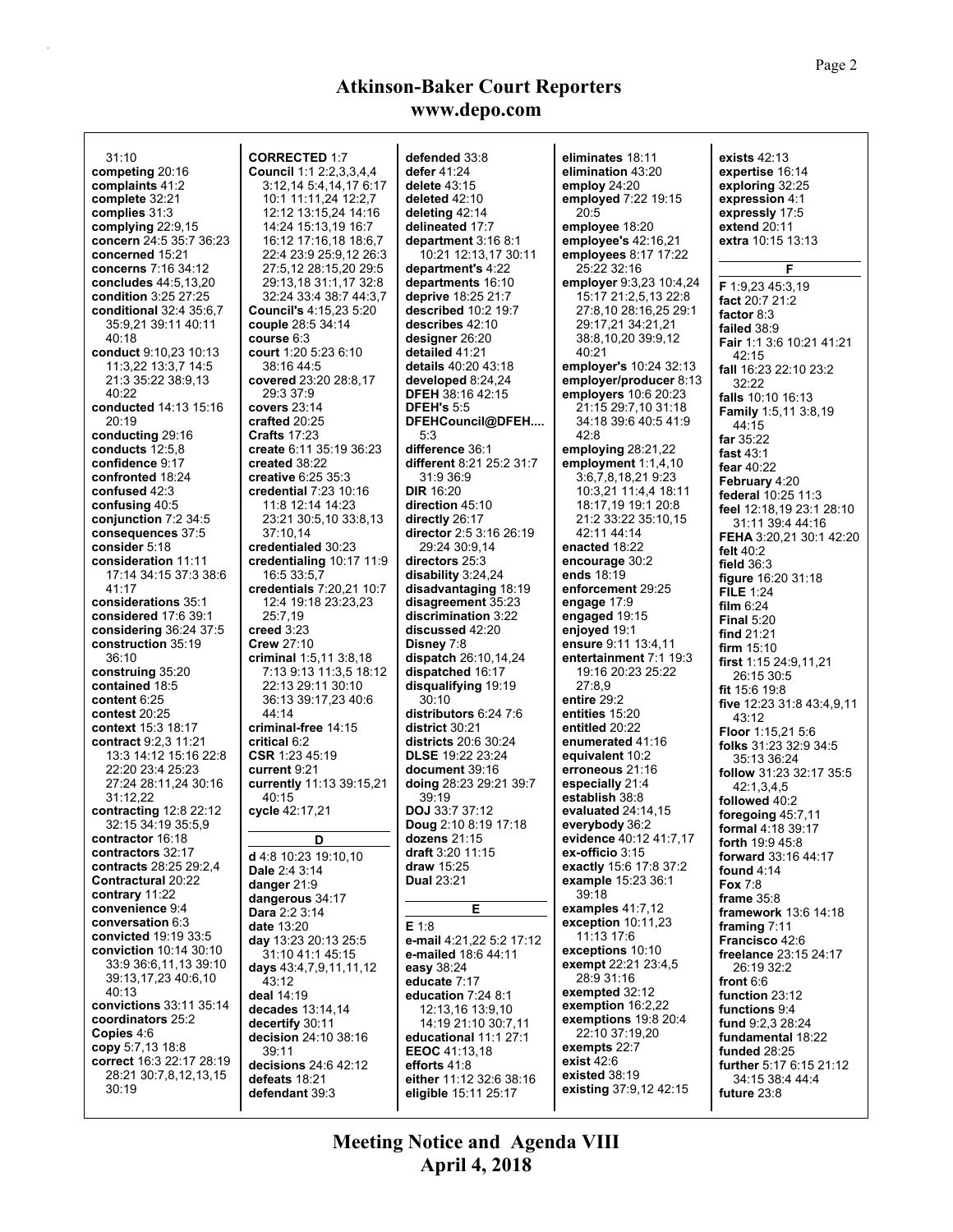31:10
**competing** 20:16
**complaints** 41:2
**complete** 32:21
**complies** 31:3
**complying** 22:9,15
**concern** 24:5 35:7 36:23
**concerned** 15:21
**concerns** 7:16 34:12
**concludes** 44:5,13,20
**condition** 3:25 27:25
**conditional** 32:4 35:6,7 35:9,21 39:11 40:11 40:18
**conduct** 9:10,23 10:13 11:3,22 13:3,7 14:5 21:3 35:22 38:9,13 40:22
**conducted** 14:13 15:16 20:19
**conducting** 29:16
**conducts** 12:5,8
**confidence** 9:17
**confronted** 18:24
**confused** 42:3
**confusing** 40:5
**conjunction** 7:2 34:5
**consequences** 37:5
**consider** 5:18
**consideration** 11:11 17:14 34:15 37:3 38:6 41:17
**considerations** 35:1
**considered** 17:6 39:1
**considering** 36:24 37:5
**construction** 35:19 36:10
**construing** 35:20
**contained** 18:5
**content** 6:25
**contest** 20:25
**context** 15:3 18:17
**contract** 9:2,3 11:21 13:3 14:12 15:16 22:8 22:20 23:4 25:23 27:24 28:11,24 30:16 31:12,22
**contracting** 12:8 22:12 32:15 34:19 35:5,9
**contractor** 16:18
**contractors** 32:17
**contracts** 28:25 29:2,4
**Contractural** 20:22
**contrary** 11:22
**convenience** 9:4
**conversation** 6:3
**convicted** 19:19 33:5
**conviction** 10:14 30:10 33:9 36:6,11,13 39:10 39:13,17,23 40:6,10 40:13
**convictions** 33:11 35:14
**coordinators** 25:2
**Copies** 4:6
**copy** 5:7,13 18:8
**correct** 16:3 22:17 28:19 28:21 30:7,8,12,13,15 30:19
**CORRECTED** 1:7
**Council** 1:1 2:2,3,3,4,4 3:12,14 5:4,14,17 6:17 10:1 11:11,24 12:2,7 12:12 13:15,24 14:16 14:24 15:13,19 16:7 16:12 17:16,18 18:6,7 22:4 23:9 25:9,12 26:3 27:5,12 28:15,20 29:5 29:13,18 31:1,17 32:8 32:24 33:4 38:7 44:3,7
**Council's** 4:15,23 5:20
**couple** 28:5 34:14
**course** 6:3
**court** 1:20 5:23 6:10 38:16 44:5
**covered** 23:20 28:8,17 29:3 37:9
**covers** 23:14
**crafted** 20:25
**Crafts** 17:23
**create** 6:11 35:19 36:23
**created** 38:22
**creative** 6:25 35:3
**credential** 7:23 10:16 11:8 12:14 14:23 23:21 30:5,10 33:8,13 37:10,14
**credentialed** 30:23
**credentialing** 10:17 11:9 16:5 33:5,7
**credentials** 7:20,21 10:7 12:4 19:18 23:23,23 25:7,19
**creed** 3:23
**Crew** 27:10
**criminal** 1:5,11 3:8,18 7:13 9:13 11:3,5 18:12 22:13 29:11 30:10 36:13 39:17,23 40:6 44:14
**criminal-free** 14:15
**critical** 6:2
**CSR** 1:23 45:19
**current** 9:21
**currently** 11:13 39:15,21 40:15
**cycle** 42:17,21

**D**

**d** 4:8 10:23 19:10,10
**Dale** 2:4 3:14
**danger** 21:9
**dangerous** 34:17
**Dara** 2:2 3:14
**date** 13:20
**day** 13:23 20:13 25:5 31:10 41:1 45:15
**days** 43:4,7,9,11,11,12 43:12
**deal** 14:19
**decades** 13:14,14
**decertify** 30:11
**decision** 24:10 38:16 39:11
**decisions** 24:6 42:12
**defeats** 18:21
**defendant** 39:3
**defended** 33:8
**defer** 41:24
**delete** 43:15
**deleted** 42:10
**deleting** 42:14
**delineated** 17:7
**department** 3:16 8:1 10:21 12:13,17 30:11
**department's** 4:22
**departments** 16:10
**deprive** 18:25 21:7
**described** 10:2 19:7
**describes** 42:10
**designer** 26:20
**detailed** 41:21
**details** 40:20 43:18
**developed** 8:24,24
**DFEH** 38:16 42:15
**DFEH's** 5:5
**DFEHCouncil@DFEH....** 5:3
**difference** 36:1
**different** 8:21 25:2 31:7 31:9 36:9
**DIR** 16:20
**direction** 45:10
**directly** 26:17
**director** 2:5 3:16 26:19 29:24 30:9,14
**directors** 25:3
**disability** 3:24,24
**disadvantaging** 18:19
**disagreement** 35:23
**discrimination** 3:22
**discussed** 42:20
**Disney** 7:8
**dispatch** 26:10,14,24
**dispatched** 16:17
**disqualifying** 19:19 30:10
**distributors** 6:24 7:6
**district** 30:21
**districts** 20:6 30:24
**DLSE** 19:22 23:24
**document** 39:16
**doing** 28:23 29:21 39:7 39:19
**DOJ** 33:7 37:12
**Doug** 2:10 8:19 17:18
**dozens** 21:15
**draft** 3:20 11:15
**draw** 15:25
**Dual** 23:21

**E**

**E** 1:8
**e-mail** 4:21,22 5:2 17:12
**e-mailed** 18:6 44:11
**easy** 38:24
**educate** 7:17
**education** 7:24 8:1 12:13,16 13:9,10 14:19 21:10 30:7,11
**educational** 11:1 27:1
**EEOC** 41:13,18
**efforts** 41:8
**either** 11:12 32:6 38:16
**eligible** 15:11 25:17
**eliminates** 18:11
**elimination** 43:20
**employ** 24:20
**employed** 7:22 19:15 20:5
**employee** 18:20
**employee's** 42:16,21
**employees** 8:17 17:22 25:22 32:16
**employer** 9:3,23 10:4,24 15:17 21:2,5,13 22:8 27:8,10 28:16,25 29:1 29:17,21 34:21,21 38:8,10,20 39:9,12 40:21
**employer's** 10:24 32:13
**employer/producer** 8:13
**employers** 10:6 20:23 21:15 29:7,10 31:18 34:18 39:6 40:5 41:9 42:8
**employing** 28:21,22
**employment** 1:1,4,10 3:6,7,8,18,21 9:23 10:3,21 11:4,4 18:11 18:17,19 19:1 20:8 21:2 33:22 35:10,15 42:11 44:14
**enacted** 18:22
**encourage** 30:2
**ends** 18:19
**enforcement** 29:25
**engage** 17:9
**engaged** 19:15
**enjoyed** 19:1
**ensure** 9:11 13:4,11
**entertainment** 7:1 19:3 19:16 20:23 25:22 27:8,9
**entire** 29:2
**entities** 15:20
**entitled** 20:22
**enumerated** 41:16
**equivalent** 10:2
**erroneous** 21:16
**especially** 21:4
**establish** 38:8
**evaluated** 24:14,15
**everybody** 36:2
**evidence** 40:12 41:7,17
**ex-officio** 3:15
**exactly** 15:6 17:8 37:2
**example** 15:23 36:1 39:18
**examples** 41:7,12
**exception** 10:11,23 11:13 17:6
**exceptions** 10:10
**exempt** 22:21 23:4,5 28:9 31:16
**exempted** 32:12
**exemption** 16:2,22
**exemptions** 19:8 20:4 22:10 37:19,20
**exempts** 22:7
**exist** 42:6
**existed** 38:19
**existing** 37:9,12 42:15
**exists** 42:13
**expertise** 16:14
**exploring** 32:25
**expression** 4:1
**expressly** 17:5
**extend** 20:11
**extra** 10:15 13:13

**F**

**F** 1:9,23 45:3,19
**fact** 20:7 21:2
**factor** 8:3
**failed** 38:9
**Fair** 1:1 3:6 10:21 41:21 42:15
**fall** 16:23 22:10 23:2 32:22
**falls** 10:10 16:13
**Family** 1:5,11 3:8,19 44:15
**far** 35:22
**fast** 43:1
**fear** 40:22
**February** 4:20
**federal** 10:25 11:3
**feel** 12:18,19 23:1 28:10 31:11 39:4 44:16
**FEHA** 3:20,21 30:1 42:20
**felt** 40:2
**field** 36:3
**figure** 16:20 31:18
**FILE** 1:24
**film** 6:24
**Final** 5:20
**find** 21:21
**firm** 15:10
**first** 1:15 24:9,11,21 26:15 30:5
**fit** 15:6 19:8
**five** 12:23 31:8 43:4,9,11 43:12
**Floor** 1:15,21 5:6
**folks** 31:23 32:9 34:5 35:13 36:24
**follow** 31:23 32:17 35:5 42:1,3,4,5
**followed** 40:2
**foregoing** 45:7,11
**formal** 4:18 39:17
**forth** 19:9 45:8
**forward** 33:16 44:17
**found** 4:14
**Fox** 7:8
**frame** 35:8
**framework** 13:6 14:18
**framing** 7:11
**Francisco** 42:6
**freelance** 23:15 24:17 26:19 32:2
**front** 6:6
**function** 23:12
**functions** 9:4
**fund** 9:2,3 28:24
**fundamental** 18:22
**funded** 28:25
**further** 5:17 6:15 21:12 34:15 38:4 44:4
**future** 23:8

**Meeting Notice and Agenda VIII**
**April 4, 2018**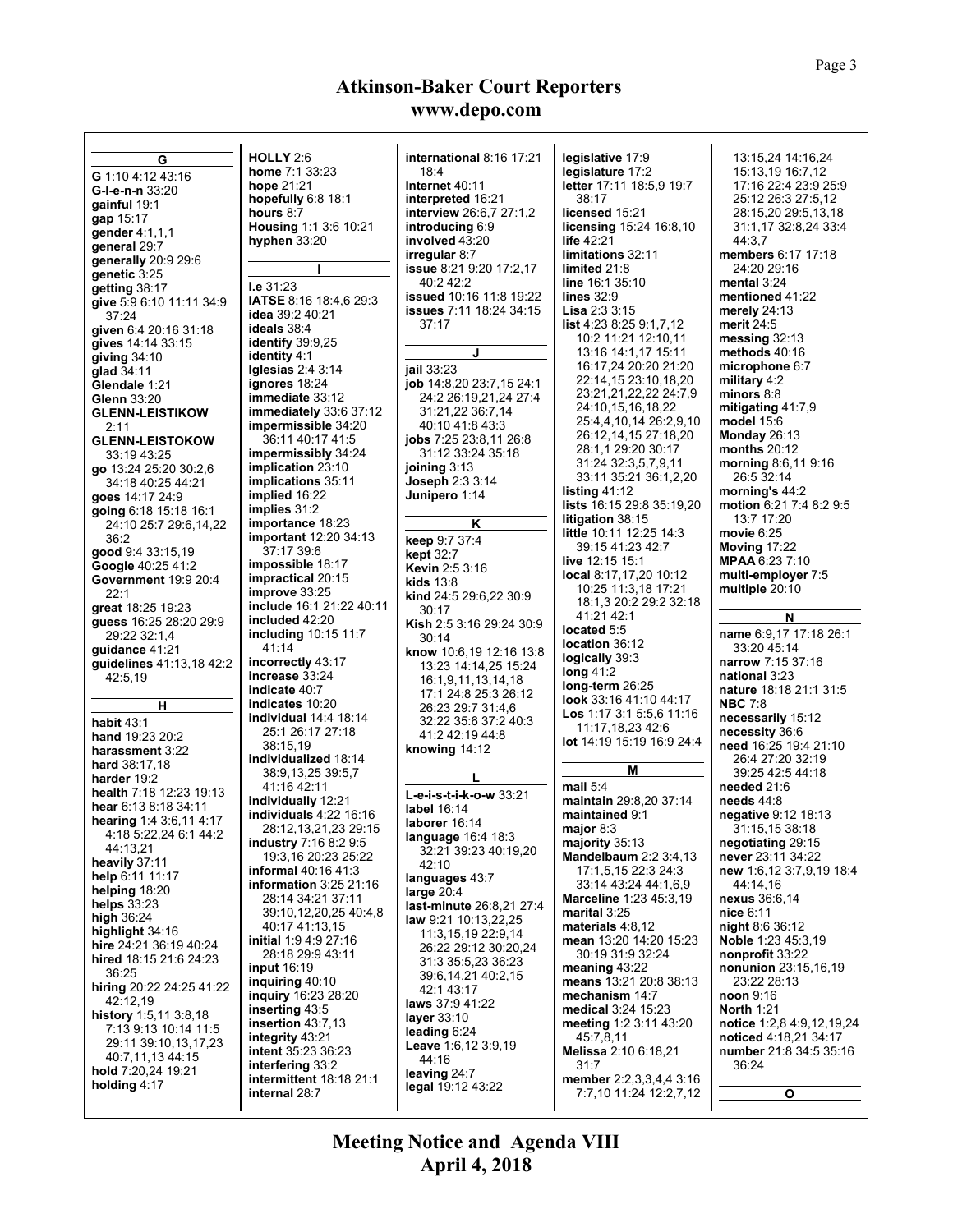## G

**G** 1:10 4:12 43:16
**G-l-e-n-n** 33:20
**gainful** 19:1
**gap** 15:17
**gender** 4:1,1,1
**general** 29:7
**generally** 20:9 29:6
**genetic** 3:25
**getting** 38:17
**give** 5:9 6:10 11:11 34:9 37:24
**given** 6:4 20:16 31:18
**gives** 14:14 33:15
**giving** 34:10
**glad** 34:11
**Glendale** 1:21
**Glenn** 33:20
**GLENN-LEISTIKOW** 2:11
**GLENN-LEISTOKOW** 33:19 43:25
**go** 13:24 25:20 30:2,6 34:18 40:25 44:21
**goes** 14:17 24:9
**going** 6:18 15:18 16:1 24:10 25:7 29:6,14,22 36:2
**good** 9:4 33:15,19
**Google** 40:25 41:2
**Government** 19:9 20:4 22:1
**great** 18:25 19:23
**guess** 16:25 28:20 29:9 29:22 32:1,4
**guidance** 41:21
**guidelines** 41:13,18 42:2 42:5,19

## H

**habit** 43:1
**hand** 19:23 20:2
**harassment** 3:22
**hard** 38:17,18
**harder** 19:2
**health** 7:18 12:23 19:13
**hear** 6:13 8:18 34:11
**hearing** 1:4 3:6,11 4:17 4:18 5:22,24 6:1 44:2 44:13,21
**heavily** 37:11
**help** 6:11 11:17
**helping** 18:20
**helps** 33:23
**high** 36:24
**highlight** 34:16
**hire** 24:21 36:19 40:24
**hired** 18:15 21:6 24:23 36:25
**hiring** 20:22 24:25 41:22 42:12,19
**history** 1:5,11 3:8,18 7:13 9:13 10:14 11:5 29:11 39:10,13,17,23 40:7,11,13 44:15
**hold** 7:20,24 19:21
**holding** 4:17
**HOLLY** 2:6
**home** 7:1 33:23
**hope** 21:21
**hopefully** 6:8 18:1
**hours** 8:7
**Housing** 1:1 3:6 10:21
**hyphen** 33:20

## I

**I.e** 31:23
**IATSE** 8:16 18:4,6 29:3
**idea** 39:2 40:21
**ideals** 38:4
**identify** 39:9,25
**identity** 4:1
**Iglesias** 2:4 3:14
**ignores** 18:24
**immediate** 33:12
**immediately** 33:6 37:12
**impermissible** 34:20 36:11 40:17 41:5
**impermissibly** 34:24
**implication** 23:10
**implications** 35:11
**implied** 16:22
**implies** 31:2
**importance** 18:23
**important** 12:20 34:13 37:17 39:6
**impossible** 18:17
**impractical** 20:15
**improve** 33:25
**include** 16:1 21:22 40:11
**included** 42:20
**including** 10:15 11:7 41:14
**incorrectly** 43:17
**increase** 33:24
**indicate** 40:7
**indicates** 10:20
**individual** 14:4 18:14 25:1 26:17 27:18 38:15,19
**individualized** 18:14 38:9,13,25 39:5,7 41:16 42:11
**individually** 12:21
**individuals** 4:22 16:16 28:12,13,21,23 29:15
**industry** 7:16 8:2 9:5 19:3,16 20:23 25:22
**informal** 40:16 41:3
**information** 3:25 21:16 28:14 34:21 37:11 39:10,12,20,25 40:4,8 40:17 41:13,15
**initial** 1:9 4:9 27:16 28:18 29:9 43:11
**input** 16:19
**inquiring** 40:10
**inquiry** 16:23 28:20
**inserting** 43:5
**insertion** 43:7,13
**integrity** 43:21
**intent** 35:23 36:23
**interfering** 33:2
**intermittent** 18:18 21:1
**internal** 28:7
**international** 8:16 17:21 18:4
**Internet** 40:11
**interpreted** 16:21
**interview** 26:6,7 27:1,2
**introducing** 6:9
**involved** 43:20
**irregular** 8:7
**issue** 8:21 9:20 17:2,17 40:2 42:2
**issued** 10:16 11:8 19:22
**issues** 7:11 18:24 34:15 37:17

## J

**jail** 33:23
**job** 14:8,20 23:7,15 24:1 24:2 26:19,21,24 27:4 31:21,22 36:7,14 40:10 41:8 43:3
**jobs** 7:25 23:8,11 26:8 31:12 33:24 35:18
**joining** 3:13
**Joseph** 2:3 3:14
**Junipero** 1:14

## K

**keep** 9:7 37:4
**kept** 32:7
**Kevin** 2:5 3:16
**kids** 13:8
**kind** 24:5 29:6,22 30:9 30:17
**Kish** 2:5 3:16 29:24 30:9 30:14
**know** 10:6,19 12:16 13:8 13:23 14:14,25 15:24 16:1,9,11,13,14,18 17:1 24:8 25:3 26:12 26:23 29:7 31:4,6 32:22 35:6 37:2 40:3 41:2 42:19 44:8
**knowing** 14:12

## L

**L-e-i-s-t-i-k-o-w** 33:21
**label** 16:14
**laborer** 16:14
**language** 16:4 18:3 32:21 39:23 40:19,20 42:10
**languages** 43:7
**large** 20:4
**last-minute** 26:8,21 27:4
**law** 9:21 10:13,22,25 11:3,15,19 22:9,14 26:22 29:12 30:20,24 31:3 35:5,23 36:23 39:6,14,21 40:2,15 42:1 43:17
**laws** 37:9 41:22
**layer** 33:10
**leading** 6:24
**Leave** 1:6,12 3:9,19 44:16
**leaving** 24:7
**legal** 19:12 43:22
**legislative** 17:9
**legislature** 17:2
**letter** 17:11 18:5,9 19:7 38:17
**licensed** 15:21
**licensing** 15:24 16:8,10
**life** 42:21
**limitations** 32:11
**limited** 21:8
**line** 16:1 35:10
**lines** 32:9
**Lisa** 2:3 3:15
**list** 4:23 8:25 9:1,7,12 10:2 11:21 12:10,11 13:16 14:1,17 15:11 16:17,24 20:20 21:20 22:14,15 23:10,18,20 23:21,21,22,22 24:7,9 24:10,15,16,18,22 25:4,4,10,14 26:2,9,10 26:12,14,15 27:18,20 28:1,1 29:20 30:17 31:24 32:3,5,7,9,11 33:11 35:21 36:1,2,20
**listing** 41:12
**lists** 16:15 29:8 35:19,20
**litigation** 38:15
**little** 10:11 12:25 14:3 39:15 41:23 42:7
**live** 12:15 15:1
**local** 8:17,17,20 10:12 10:25 11:3,18 17:21 18:1,3 20:2 29:2 32:18 41:21 42:1
**located** 5:5
**location** 36:12
**logically** 39:3
**long** 41:2
**long-term** 26:25
**look** 33:16 41:10 44:17
**Los** 1:17 3:1 5:5,6 11:16 11:17,18,23 42:6
**lot** 14:19 15:19 16:9 24:4

## M

**mail** 5:4
**maintain** 29:8,20 37:14
**maintained** 9:1
**major** 8:3
**majority** 35:13
**Mandelbaum** 2:2 3:4,13 17:1,5,15 22:3 24:3 33:14 43:24 44:1,6,9
**Marceline** 1:23 45:3,19
**marital** 3:25
**materials** 4:8,12
**mean** 13:20 14:20 15:23 30:19 31:9 32:24
**meaning** 43:22
**means** 13:21 20:8 38:13
**mechanism** 14:7
**medical** 3:24 15:23
**meeting** 1:2 3:11 43:20 45:7,8,11
**Melissa** 2:10 6:18,21 31:7
**member** 2:2,3,3,4,4 3:16 7:7,10 11:24 12:2,7,12 13:15,24 14:16,24 15:13,19 16:7,12 17:16 22:4 23:9 25:9 25:12 26:3 27:5,12 28:15,20 29:5,13,18 31:1,17 32:8,24 33:4 44:3,7
**members** 6:17 17:18 24:20 29:16
**mental** 3:24
**mentioned** 41:22
**merely** 24:13
**merit** 24:5
**messing** 32:13
**methods** 40:16
**microphone** 6:7
**military** 4:2
**minors** 8:8
**mitigating** 41:7,9
**model** 15:6
**Monday** 26:13
**months** 20:12
**morning** 8:6,11 9:16 26:5 32:14
**morning's** 44:2
**motion** 6:21 7:4 8:2 9:5 13:7 17:20
**movie** 6:25
**Moving** 17:22
**MPAA** 6:23 7:10
**multi-employer** 7:5
**multiple** 20:10

## N

**name** 6:9,17 17:18 26:1 33:20 45:14
**narrow** 7:15 37:16
**national** 3:23
**nature** 18:18 21:1 31:5
**NBC** 7:8
**necessarily** 15:12
**necessity** 36:6
**need** 16:25 19:4 21:10 26:4 27:20 32:19 39:25 42:5 44:18
**needed** 21:6
**needs** 44:8
**negative** 9:12 18:13 31:15,15 38:18
**negotiating** 29:15
**never** 23:11 34:22
**new** 1:6,12 3:7,9,19 18:4 44:14,16
**nexus** 36:6,14
**nice** 6:11
**night** 8:6 36:12
**Noble** 1:23 45:3,19
**nonprofit** 33:22
**nonunion** 23:15,16,19 23:22 28:13
**noon** 9:16
**North** 1:21
**notice** 1:2,8 4:9,12,19,24
**noticed** 4:18,21 34:17
**number** 21:8 34:5 35:16 36:24

## O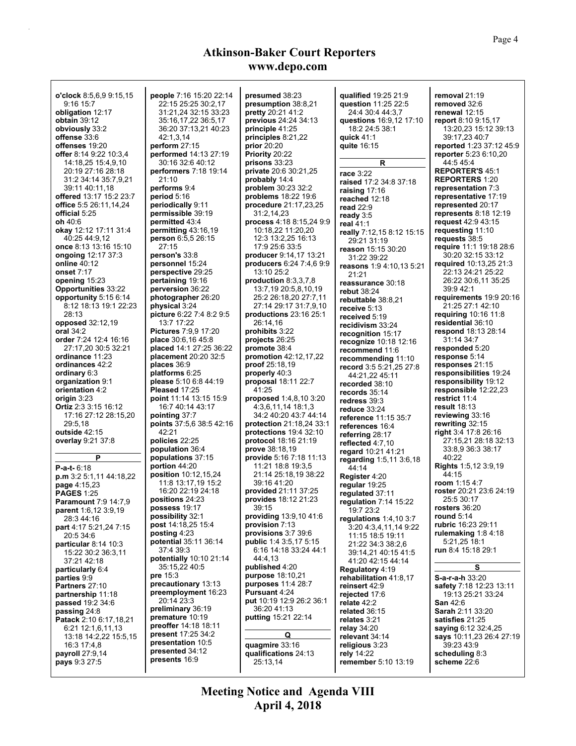**o'clock** 8:5,6,9 9:15,15 9:16 15:7
**obligation** 12:17
**obtain** 39:12
**obviously** 33:2
**offense** 33:6
**offenses** 19:20
**offer** 8:14 9:22 10:3,4 14:18,25 15:4,9,10 20:19 27:16 28:18 31:2 34:14 35:7,9,21 39:11 40:11,18
**offered** 13:17 15:2 23:7
**office** 5:5 26:11,14,24
**official** 5:25
**oh** 40:6
**okay** 12:12 17:11 31:4 40:25 44:9,12
**once** 8:13 13:16 15:10
**ongoing** 12:17 37:3
**online** 40:12
**onset** 7:17
**opening** 15:23
**Opportunities** 33:22
**opportunity** 5:15 6:14 8:12 18:13 19:1 22:23 28:13
**opposed** 32:12,19
**oral** 34:2
**order** 7:24 12:4 16:16 27:17,20 30:5 32:21
**ordinance** 11:23
**ordinances** 42:2
**ordinary** 6:3
**organization** 9:1
**orientation** 4:2
**origin** 3:23
**Ortiz** 2:3 3:15 16:12 17:16 27:12 28:15,20 29:5,18
**outside** 42:15
**overlay** 9:21 37:8

**P**

**P-a-t-** 6:18
**p.m** 3:2 5:1,11 44:18,22
**page** 4:15,23
**PAGES** 1:25
**Paramount** 7:9 14:7,9
**parent** 1:6,12 3:9,19 28:3 44:16
**part** 4:17 5:21,24 7:15 20:5 34:6
**particular** 8:14 10:3 15:22 30:2 36:3,11 37:21 42:18
**particularly** 6:4
**parties** 9:9
**Partners** 27:10
**partnership** 11:18
**passed** 19:2 34:6
**passing** 24:8
**Patack** 2:10 6:17,18,21 6:21 12:1,6,11,13 13:18 14:2,22 15:5,15 16:3 17:4,8
**payroll** 27:9,14
**pays** 9:3 27:5
**people** 7:16 15:20 22:14 22:15 25:25 30:2,17 31:21,24 32:15 33:23 35:16,17,22 36:5,17 36:20 37:13,21 40:23 42:1,3,14
**perform** 27:15
**performed** 14:13 27:19 30:16 32:6 40:12
**performers** 7:18 19:14 21:10
**performs** 9:4
**period** 5:16
**periodically** 9:11
**permissible** 39:19
**permitted** 43:4
**permitting** 43:16,19
**person** 6:5,5 26:15 27:15
**person's** 33:8
**personnel** 15:24
**perspective** 29:25
**pertaining** 19:16
**perversion** 36:22
**photographer** 26:20
**physical** 3:24
**picture** 6:22 7:4 8:2 9:5 13:7 17:22
**Pictures** 7:9,9 17:20
**place** 30:6,16 45:8
**placed** 14:1 27:25 36:22
**placement** 20:20 32:5
**places** 36:9
**platforms** 6:25
**please** 5:10 6:8 44:19
**Pleased** 17:25
**point** 11:14 13:15 15:9 16:7 40:14 43:17
**pointing** 37:7
**points** 37:5,6 38:5 42:16 42:21
**policies** 22:25
**population** 36:4
**populations** 37:15
**portion** 44:20
**position** 10:12,15,24 11:8 13:17,19 15:2 16:20 22:19 24:18
**positions** 24:23
**possess** 19:17
**possibility** 32:1
**post** 14:18,25 15:4
**posting** 4:23
**potential** 35:11 36:14 37:4 39:3
**potentially** 10:10 21:14 35:15,22 40:5
**pre** 15:3
**precautionary** 13:13
**preemployment** 16:23 20:14 23:3
**preliminary** 36:19
**premature** 10:19
**preoffer** 14:18 18:11
**present** 17:25 34:2
**presentation** 10:5
**presented** 34:12
**presents** 16:9
**presumed** 38:23
**presumption** 38:8,21
**pretty** 20:21 41:2
**previous** 24:24 34:13
**principle** 41:25
**principles** 8:21,22
**prior** 20:20
**Priority** 20:22
**prisons** 33:23
**private** 20:6 30:21,25
**probably** 14:4
**problem** 30:23 32:2
**problems** 18:22 19:6
**procedure** 21:17,23,25 31:2,14,23
**process** 4:18 8:15,24 9:9 10:18,22 11:20,20 12:3 13:2,25 16:13 17:9 25:6 33:5
**producer** 9:14,17 13:21
**producers** 6:24 7:4,6 9:9 13:10 25:2
**production** 8:3,3,7,8 13:7,19 20:5,8,10,19 25:2 26:18,20 27:7,11 27:14 29:17 31:7,9,10
**productions** 23:16 25:1 26:14,16
**prohibits** 3:22
**projects** 26:25
**promote** 38:4
**promotion** 42:12,17,22
**proof** 25:18,19
**proposal** 18:11 22:7 41:25
**proposed** 1:4,8,10 3:20 4:3,6,11,14 18:1,3 34:2 40:20 43:7 44:14
**protection** 21:18,24 33:1
**protections** 19:4 32:10
**protocol** 18:16 21:19
**prove** 38:18,19
**provide** 5:16 7:18 11:13 11:21 18:8 19:3,5 21:14 25:18,19 38:22 39:16 41:20
**provided** 21:11 37:25
**provides** 18:12 21:23 39:15
**providing** 13:9,10 41:6
**provision** 7:13
**provisions** 3:7 39:6
**public** 1:4 3:5,17 5:15 6:16 14:18 33:24 44:1 44:4,13
**published** 4:20
**purpose** 18:10,21
**purposes** 11:4 28:7
**Pursuant** 4:24
**put** 10:19 12:9 26:2 36:1 36:20 41:13
**putting** 15:21 22:14

**Q**

**quagmire** 33:16
**qualifications** 24:13 25:13,14
**qualified** 19:25 21:9
**question** 11:25 22:5 24:4 30:4 44:3,7
**questions** 16:9,12 17:10 18:2 24:5 38:1
**quick** 41:1
**quite** 16:15

**R**

**race** 3:22
**raised** 17:2 34:8 37:18
**raising** 17:16
**reached** 12:18
**read** 22:9
**ready** 3:5
**real** 41:1
**really** 7:12,15 8:12 15:15 29:21 31:19
**reason** 15:15 30:20 31:22 39:22
**reasons** 1:9 4:10,13 5:21 21:21
**reassurance** 30:18
**rebut** 38:24
**rebuttable** 38:8,21
**receive** 5:13
**received** 5:19
**recidivism** 33:24
**recognition** 15:17
**recognize** 10:18 12:16
**recommend** 11:6
**recommending** 11:10
**record** 3:5 5:21,25 27:8 44:21,22 45:11
**recorded** 38:10
**records** 35:14
**redress** 39:3
**reduce** 33:24
**reference** 11:15 35:7
**references** 16:4
**referring** 28:17
**reflected** 4:7,10
**regard** 10:21 41:21
**regarding** 1:5,11 3:6,18 44:14
**Register** 4:20
**regular** 19:25
**regulated** 37:11
**regulation** 7:14 15:22 19:7 23:2
**regulations** 1:4,10 3:7 3:20 4:3,4,11,14 9:22 11:15 18:5 19:11 21:22 34:3 38:2,6 39:14,21 40:15 41:5 41:20 42:15 44:14
**Regulatory** 4:19
**rehabilitation** 41:8,17
**reinsert** 42:9
**rejected** 17:6
**relate** 42:2
**related** 36:15
**relates** 3:21
**relay** 34:20
**relevant** 34:14
**religious** 3:23
**rely** 14:22
**remember** 5:10 13:19
**removal** 21:19
**removed** 32:6
**renewal** 12:15
**report** 8:10 9:15,17 13:20,23 15:12 39:13 39:17,23 40:7
**reported** 1:23 37:12 45:9
**reporter** 5:23 6:10,20 44:5 45:4
**REPORTER'S** 45:1
**REPORTERS** 1:20
**representation** 7:3
**representative** 17:19
**represented** 20:17
**represents** 8:18 12:19
**request** 42:9 43:15
**requesting** 11:10
**requests** 38:5
**require** 11:1 19:18 28:6 30:20 32:15 33:12
**required** 10:13,25 21:3 22:13 24:21 25:22 26:22 30:6,11 35:25 39:9 42:1
**requirements** 19:9 20:16 21:25 27:1 42:10
**requiring** 10:16 11:8
**residential** 36:10
**respond** 18:13 28:14 31:14 34:7
**responded** 5:20
**response** 5:14
**responses** 21:15
**responsibilities** 19:24
**responsibility** 19:12
**responsible** 12:22,23
**restrict** 11:4
**result** 18:13
**reviewing** 33:16
**rewriting** 32:15
**right** 3:4 17:8 26:16 27:15,21 28:18 32:13 33:8,9 36:3 38:17 40:22
**Rights** 1:5,12 3:9,19 44:15
**room** 1:15 4:7
**roster** 20:21 23:6 24:19 25:5 30:17
**rosters** 36:20
**round** 5:14
**rubric** 16:23 29:11
**rulemaking** 1:8 4:18 5:21,25 18:1
**run** 8:4 15:18 29:1

**S**

**S-a-r-a-h** 33:20
**safety** 7:18 12:23 13:11 19:13 25:21 33:24
**San** 42:6
**Sarah** 2:11 33:20
**satisfies** 21:25
**saying** 6:12 32:4,25
**says** 10:11,23 26:4 27:19 39:23 43:9
**scheduling** 8:3
**scheme** 22:6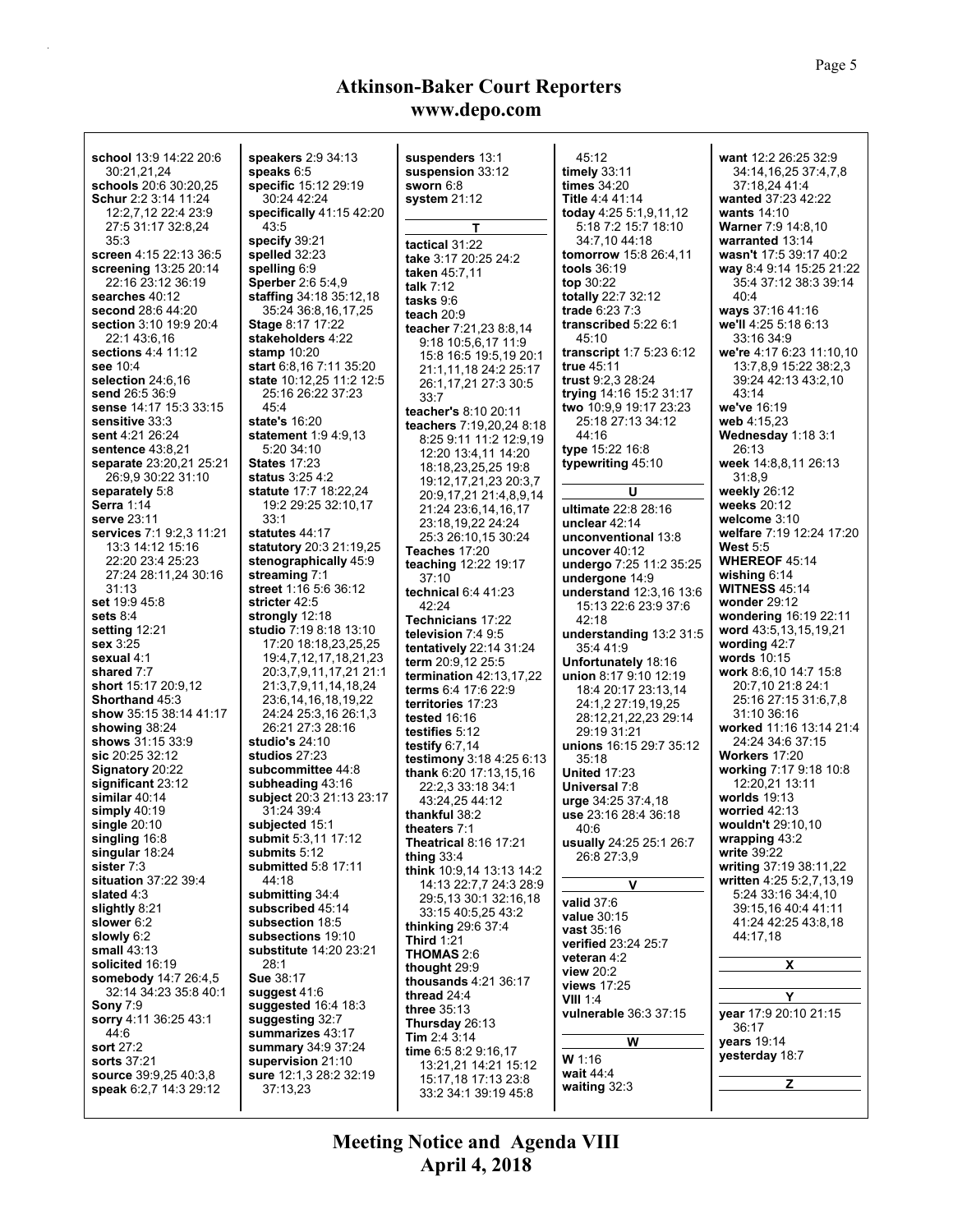**school** 13:9 14:22 20:6 30:21,21,24
**schools** 20:6 30:20,25
**Schur** 2:2 3:14 11:24 12:2,7,12 22:4 23:9 27:5 31:17 32:8,24 35:3
**screen** 4:15 22:13 36:5
**screening** 13:25 20:14 22:16 23:12 36:19
**searches** 40:12
**second** 28:6 44:20
**section** 3:10 19:9 20:4 22:1 43:6,16
**sections** 4:4 11:12
**see** 10:4
**selection** 24:6,16
**send** 26:5 36:9
**sense** 14:17 15:3 33:15
**sensitive** 33:3
**sent** 4:21 26:24
**sentence** 43:8,21
**separate** 23:20,21 25:21 26:9,9 30:22 31:10
**separately** 5:8
**Serra** 1:14
**serve** 23:11
**services** 7:1 9:2,3 11:21 13:3 14:12 15:16 22:20 23:4 25:23 27:24 28:11,24 30:16 31:13
**set** 19:9 45:8
**sets** 8:4
**setting** 12:21
**sex** 3:25
**sexual** 4:1
**shared** 7:7
**short** 15:17 20:9,12
**Shorthand** 45:3
**show** 35:15 38:14 41:17
**showing** 38:24
**shows** 31:15 33:9
**sic** 20:25 32:12
**Signatory** 20:22
**significant** 23:12
**similar** 40:14
**simply** 40:19
**single** 20:10
**singling** 16:8
**singular** 18:24
**sister** 7:3
**situation** 37:22 39:4
**slated** 4:3
**slightly** 8:21
**slower** 6:2
**slowly** 6:2
**small** 43:13
**solicited** 16:19
**somebody** 14:7 26:4,5 32:14 34:23 35:8 40:1
**Sony** 7:9
**sorry** 4:11 36:25 43:1 44:6
**sort** 27:2
**sorts** 37:21
**source** 39:9,25 40:3,8
**speak** 6:2,7 14:3 29:12
**speakers** 2:9 34:13
**speaks** 6:5
**specific** 15:12 29:19 30:24 42:24
**specifically** 41:15 42:20 43:5
**specify** 39:21
**spelled** 32:23
**spelling** 6:9
**Sperber** 2:6 5:4,9
**staffing** 34:18 35:12,18 35:24 36:8,16,17,25
**Stage** 8:17 17:22
**stakeholders** 4:22
**stamp** 10:20
**start** 6:8,16 7:11 35:20
**state** 10:12,25 11:2 12:5 25:16 26:22 37:23 45:4
**state's** 16:20
**statement** 1:9 4:9,13 5:20 34:10
**States** 17:23
**status** 3:25 4:2
**statute** 17:7 18:22,24 19:2 29:25 32:10,17 33:1
**statutes** 44:17
**statutory** 20:3 21:19,25
**stenographically** 45:9
**streaming** 7:1
**street** 1:16 5:6 36:12
**stricter** 42:5
**strongly** 12:18
**studio** 7:19 8:18 13:10 17:20 18:18,23,25,25 19:4,7,12,17,18,21,23 20:3,7,9,11,17,21 21:1 21:3,7,9,11,14,18,24 23:6,14,16,18,19,22 24:24 25:3,16 26:1,3 26:21 27:3 28:16
**studio's** 24:10
**studios** 27:23
**subcommittee** 44:8
**subheading** 43:16
**subject** 20:3 21:13 23:17 31:24 39:4
**subjected** 15:1
**submit** 5:3,11 17:12
**submits** 5:12
**submitted** 5:8 17:11 44:18
**submitting** 34:4
**subscribed** 45:14
**subsection** 18:5
**subsections** 19:10
**substitute** 14:20 23:21 28:1
**Sue** 38:17
**suggest** 41:6
**suggested** 16:4 18:3
**suggesting** 32:7
**summarizes** 43:17
**summary** 34:9 37:24
**supervision** 21:10
**sure** 12:1,3 28:2 32:19 37:13,23
**suspenders** 13:1
**suspension** 33:12
**sworn** 6:8
**system** 21:12

**T**

**tactical** 31:22
**take** 3:17 20:25 24:2
**taken** 45:7,11
**talk** 7:12
**tasks** 9:6
**teach** 20:9
**teacher** 7:21,23 8:8,14 9:18 10:5,6,17 11:9 15:8 16:5 19:5,19 20:1 21:1,11,18 24:2 25:17 26:1,17,21 27:3 30:5 33:7
**teacher's** 8:10 20:11
**teachers** 7:19,20,24 8:18 8:25 9:11 11:2 12:9,19 12:20 13:4,11 14:20 18:18,23,25,25 19:8 19:12,17,21,23 20:3,7 20:9,17,21 21:4,8,9,14 21:24 23:6,14,16,17 23:18,19,22 24:24 25:3 26:10,15 30:24
**Teaches** 17:20
**teaching** 12:22 19:17 37:10
**technical** 6:4 41:23 42:24
**Technicians** 17:22
**television** 7:4 9:5
**tentatively** 22:14 31:24
**term** 20:9,12 25:5
**termination** 42:13,17,22
**terms** 6:4 17:6 22:9
**territories** 17:23
**tested** 16:16
**testifies** 5:12
**testify** 6:7,14
**testimony** 3:18 4:25 6:13
**thank** 6:20 17:13,15,16 22:2,3 33:18 34:1 43:24,25 44:12
**thankful** 38:2
**theaters** 7:1
**Theatrical** 8:16 17:21
**thing** 33:4
**think** 10:9,14 13:13 14:2 14:13 22:7,7 24:3 28:9 29:5,13 30:1 32:16,18 33:15 40:5,25 43:2
**thinking** 29:6 37:4
**Third** 1:21
**THOMAS** 2:6
**thought** 29:9
**thousands** 4:21 36:17
**thread** 24:4
**three** 35:13
**Thursday** 26:13
**Tim** 2:4 3:14
**time** 6:5 8:2 9:16,17 13:21,21 14:21 15:12 15:17,18 17:13 23:8 33:2 34:1 39:19 45:8
45:12
**timely** 33:11
**times** 34:20
**Title** 4:4 41:14
**today** 4:25 5:1,9,11,12 5:18 7:2 15:7 18:10 34:7,10 44:18
**tomorrow** 15:8 26:4,11
**tools** 36:19
**top** 30:22
**totally** 22:7 32:12
**trade** 6:23 7:3
**transcribed** 5:22 6:1 45:10
**transcript** 1:7 5:23 6:12
**true** 45:11
**trust** 9:2,3 28:24
**trying** 14:16 15:2 31:17
**two** 10:9,9 19:17 23:23 25:18 27:13 34:12 44:16
**type** 15:22 16:8
**typewriting** 45:10

**U**

**ultimate** 22:8 28:16
**unclear** 42:14
**unconventional** 13:8
**uncover** 40:12
**undergo** 7:25 11:2 35:25
**undergone** 14:9
**understand** 12:3,16 13:6 15:13 22:6 23:9 37:6 42:18
**understanding** 13:2 31:5 35:4 41:9
**Unfortunately** 18:16
**union** 8:17 9:10 12:19 18:4 20:17 23:13,14 24:1,2 27:19,19,25 28:12,21,22,23 29:14 29:19 31:21
**unions** 16:15 29:7 35:12 35:18
**United** 17:23
**Universal** 7:8
**urge** 34:25 37:4,18
**use** 23:16 28:4 36:18 40:6
**usually** 24:25 25:1 26:7 26:8 27:3,9

**V**

**valid** 37:6
**value** 30:15
**vast** 35:16
**verified** 23:24 25:7
**veteran** 4:2
**view** 20:2
**views** 17:25
**VIII** 1:4
**vulnerable** 36:3 37:15

**W**

**W** 1:16
**wait** 44:4
**waiting** 32:3
**want** 12:2 26:25 32:9 34:14,16,25 37:4,7,8 37:18,24 41:4
**wanted** 37:23 42:22
**wants** 14:10
**Warner** 7:9 14:8,10
**warranted** 13:14
**wasn't** 17:5 39:17 40:2
**way** 8:4 9:14 15:25 21:22 35:4 37:12 38:3 39:14 40:4
**ways** 37:16 41:16
**we'll** 4:25 5:18 6:13 33:16 34:9
**we're** 4:17 6:23 11:10,10 13:7,8,9 15:22 38:2,3 39:24 42:13 43:2,10 43:14
**we've** 16:19
**web** 4:15,23
**Wednesday** 1:18 3:1 26:13
**week** 14:8,8,11 26:13 31:8,9
**weekly** 26:12
**weeks** 20:12
**welcome** 3:10
**welfare** 7:19 12:24 17:20
**West** 5:5
**WHEREOF** 45:14
**wishing** 6:14
**WITNESS** 45:14
**wonder** 29:12
**wondering** 16:19 22:11
**word** 43:5,13,15,19,21
**wording** 42:7
**words** 10:15
**work** 8:6,10 14:7 15:8 20:7,10 21:8 24:1 25:16 27:15 31:6,7,8 31:10 36:16
**worked** 11:16 13:14 21:4 24:24 34:6 37:15
**Workers** 17:20
**working** 7:17 9:18 10:8 12:20,21 13:11
**worlds** 19:13
**worried** 42:13
**wouldn't** 29:10,10
**wrapping** 43:2
**write** 39:22
**writing** 37:19 38:11,22
**written** 4:25 5:2,7,13,19 5:24 33:16 34:4,10 39:15,16 40:4 41:11 41:24 42:25 43:8,18 44:17,18

**X**

**Y**

**year** 17:9 20:10 21:15 36:17
**years** 19:14
**yesterday** 18:7

**Z**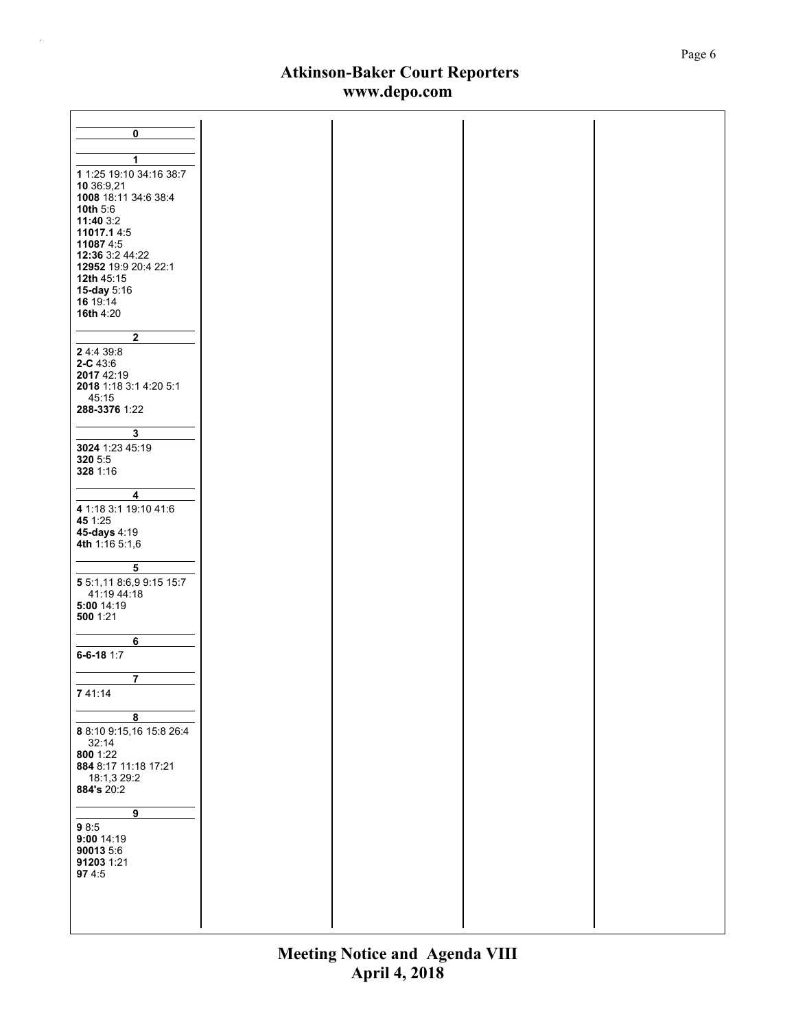**0**

**1**

**1** 1:25 19:10 34:16 38:7
**10** 36:9,21
**1008** 18:11 34:6 38:4
**10th** 5:6
**11:40** 3:2
**11017.1** 4:5
**11087** 4:5
**12:36** 3:2 44:22
**12952** 19:9 20:4 22:1
**12th** 45:15
**15-day** 5:16
**16** 19:14
**16th** 4:20

**2**

**2** 4:4 39:8
**2-C** 43:6
**2017** 42:19
**2018** 1:18 3:1 4:20 5:1 45:15
**288-3376** 1:22

**3**

**3024** 1:23 45:19
**320** 5:5
**328** 1:16

**4**

**4** 1:18 3:1 19:10 41:6
**45** 1:25
**45-days** 4:19
**4th** 1:16 5:1,6

**5**

**5** 5:1,11 8:6,9 9:15 15:7 41:19 44:18
**5:00** 14:19
**500** 1:21

**6**

**6-6-18** 1:7

**7**

**7** 41:14

**8**

**8** 8:10 9:15,16 15:8 26:4 32:14
**800** 1:22
**884** 8:17 11:18 17:21 18:1,3 29:2
**884's** 20:2

**9**

**9** 8:5
**9:00** 14:19
**90013** 5:6
**91203** 1:21
**97** 4:5